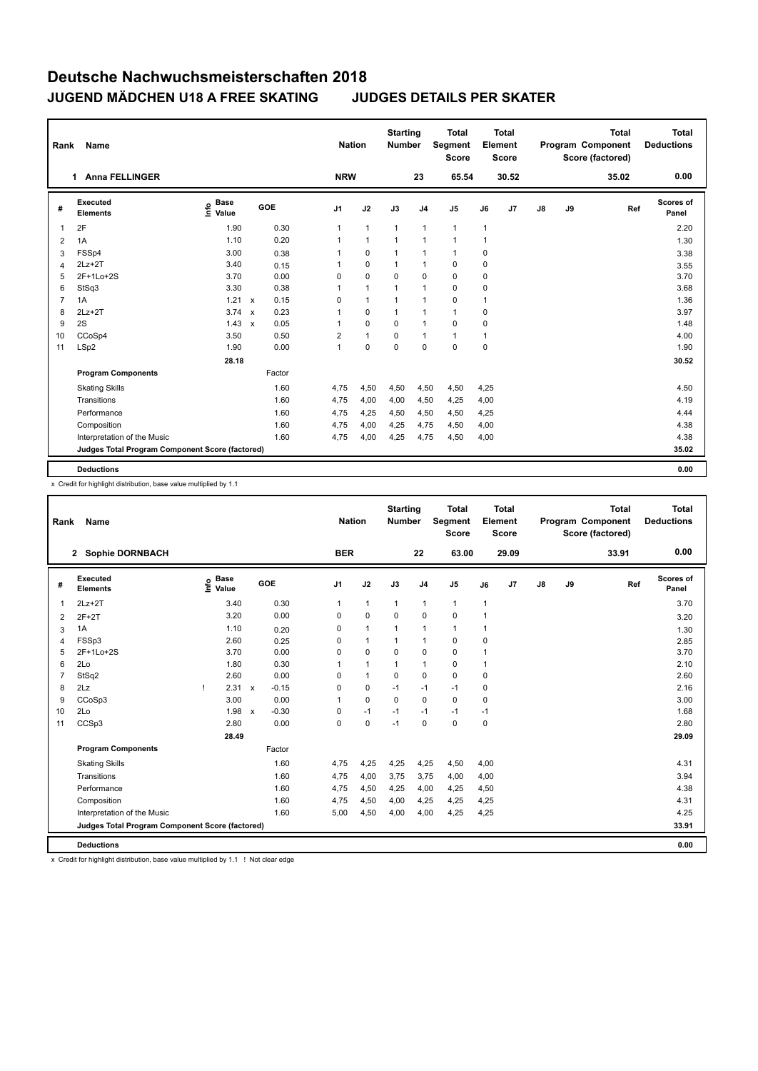# Deutsche Nachwuchsmeisterschaften 2018

## JUGEND MÄDCHEN U18 A FREE SKATING JUDGES DETAILS PER SKATER

| Rank | Name | Nation | Starting Number | Total Segment Score | Total Element Score | Total Program Component Score (factored) | Total Deductions |
|---|---|---|---|---|---|---|---|
| 1 | Anna FELLINGER | NRW | 23 | 65.54 | 30.52 | 35.02 | 0.00 |

| # | Executed Elements | Info | Base Value | | GOE | J1 | J2 | J3 | J4 | J5 | J6 | J7 | J8 | J9 | Ref | Scores of Panel |
|---|---|---|---|---|---|---|---|---|---|---|---|---|---|---|---|---|
| 1 | 2F | | 1.90 | | 0.30 | 1 | 1 | 1 | 1 | 1 | 1 | | | | | 2.20 |
| 2 | 1A | | 1.10 | | 0.20 | 1 | 1 | 1 | 1 | 1 | 1 | | | | | 1.30 |
| 3 | FSSp4 | | 3.00 | | 0.38 | 1 | 0 | 1 | 1 | 1 | 0 | | | | | 3.38 |
| 4 | 2Lz+2T | | 3.40 | | 0.15 | 1 | 0 | 1 | 1 | 0 | 0 | | | | | 3.55 |
| 5 | 2F+1Lo+2S | | 3.70 | | 0.00 | 0 | 0 | 0 | 0 | 0 | 0 | | | | | 3.70 |
| 6 | StSq3 | | 3.30 | | 0.38 | 1 | 1 | 1 | 1 | 0 | 0 | | | | | 3.68 |
| 7 | 1A | | 1.21 | x | 0.15 | 0 | 1 | 1 | 1 | 0 | 1 | | | | | 1.36 |
| 8 | 2Lz+2T | | 3.74 | x | 0.23 | 1 | 0 | 1 | 1 | 1 | 0 | | | | | 3.97 |
| 9 | 2S | | 1.43 | x | 0.05 | 1 | 0 | 0 | 1 | 0 | 0 | | | | | 1.48 |
| 10 | CCoSp4 | | 3.50 | | 0.50 | 2 | 1 | 0 | 1 | 1 | 1 | | | | | 4.00 |
| 11 | LSp2 | | 1.90 | | 0.00 | 1 | 0 | 0 | 0 | 0 | 0 | | | | | 1.90 |
| | | | 28.18 | | | | | | | | | | | | | 30.52 |
| | **Program Components** | | | | Factor | | | | | | | | | | | |
| | Skating Skills | | | | 1.60 | 4,75 | 4,50 | 4,50 | 4,50 | 4,50 | 4,25 | | | | | 4.50 |
| | Transitions | | | | 1.60 | 4,75 | 4,00 | 4,00 | 4,50 | 4,25 | 4,00 | | | | | 4.19 |
| | Performance | | | | 1.60 | 4,75 | 4,25 | 4,50 | 4,50 | 4,50 | 4,25 | | | | | 4.44 |
| | Composition | | | | 1.60 | 4,75 | 4,00 | 4,25 | 4,75 | 4,50 | 4,00 | | | | | 4.38 |
| | Interpretation of the Music | | | | 1.60 | 4,75 | 4,00 | 4,25 | 4,75 | 4,50 | 4,00 | | | | | 4.38 |
| | **Judges Total Program Component Score (factored)** | | | | | | | | | | | | | | | 35.02 |
| | **Deductions** | | | | | | | | | | | | | | | 0.00 |

x Credit for highlight distribution, base value multiplied by 1.1

| Rank | Name | Nation | Starting Number | Total Segment Score | Total Element Score | Total Program Component Score (factored) | Total Deductions |
|---|---|---|---|---|---|---|---|
| 2 | Sophie DORNBACH | BER | 22 | 63.00 | 29.09 | 33.91 | 0.00 |

| # | Executed Elements | Info | Base Value | | GOE | J1 | J2 | J3 | J4 | J5 | J6 | J7 | J8 | J9 | Ref | Scores of Panel |
|---|---|---|---|---|---|---|---|---|---|---|---|---|---|---|---|---|
| 1 | 2Lz+2T | | 3.40 | | 0.30 | 1 | 1 | 1 | 1 | 1 | 1 | | | | | 3.70 |
| 2 | 2F+2T | | 3.20 | | 0.00 | 0 | 0 | 0 | 0 | 0 | 1 | | | | | 3.20 |
| 3 | 1A | | 1.10 | | 0.20 | 0 | 1 | 1 | 1 | 1 | 1 | | | | | 1.30 |
| 4 | FSSp3 | | 2.60 | | 0.25 | 0 | 1 | 1 | 1 | 0 | 0 | | | | | 2.85 |
| 5 | 2F+1Lo+2S | | 3.70 | | 0.00 | 0 | 0 | 0 | 0 | 0 | 1 | | | | | 3.70 |
| 6 | 2Lo | | 1.80 | | 0.30 | 1 | 1 | 1 | 1 | 0 | 1 | | | | | 2.10 |
| 7 | StSq2 | | 2.60 | | 0.00 | 0 | 1 | 0 | 0 | 0 | 0 | | | | | 2.60 |
| 8 | 2Lz | ! | 2.31 | x | -0.15 | 0 | 0 | -1 | -1 | -1 | 0 | | | | | 2.16 |
| 9 | CCoSp3 | | 3.00 | | 0.00 | 1 | 0 | 0 | 0 | 0 | 0 | | | | | 3.00 |
| 10 | 2Lo | | 1.98 | x | -0.30 | 0 | -1 | -1 | -1 | -1 | -1 | | | | | 1.68 |
| 11 | CCSp3 | | 2.80 | | 0.00 | 0 | 0 | -1 | 0 | 0 | 0 | | | | | 2.80 |
| | | | 28.49 | | | | | | | | | | | | | 29.09 |
| | **Program Components** | | | | Factor | | | | | | | | | | | |
| | Skating Skills | | | | 1.60 | 4,75 | 4,25 | 4,25 | 4,25 | 4,50 | 4,00 | | | | | 4.31 |
| | Transitions | | | | 1.60 | 4,75 | 4,00 | 3,75 | 3,75 | 4,00 | 4,00 | | | | | 3.94 |
| | Performance | | | | 1.60 | 4,75 | 4,50 | 4,25 | 4,00 | 4,25 | 4,50 | | | | | 4.38 |
| | Composition | | | | 1.60 | 4,75 | 4,50 | 4,00 | 4,25 | 4,25 | 4,25 | | | | | 4.31 |
| | Interpretation of the Music | | | | 1.60 | 5,00 | 4,50 | 4,00 | 4,00 | 4,25 | 4,25 | | | | | 4.25 |
| | **Judges Total Program Component Score (factored)** | | | | | | | | | | | | | | | 33.91 |
| | **Deductions** | | | | | | | | | | | | | | | 0.00 |

x Credit for highlight distribution, base value multiplied by 1.1 ! Not clear edge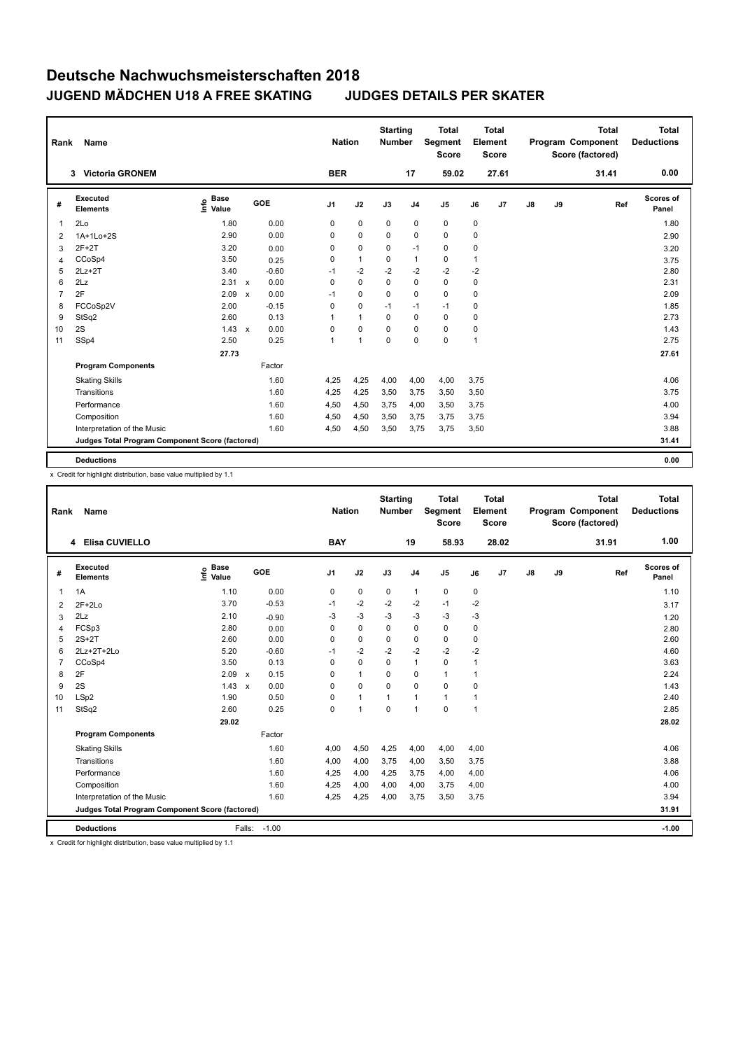# Deutsche Nachwuchsmeisterschaften 2018

## JUGEND MÄDCHEN U18 A FREE SKATING    JUDGES DETAILS PER SKATER

| Rank | Name | Nation | Starting Number | Total Segment Score | Total Element Score | Total Program Component Score (factored) | Total Deductions |
|---|---|---|---|---|---|---|---|
| 3 | Victoria GRONEM | BER | 17 | 59.02 | 27.61 | 31.41 | 0.00 |

| # | Executed Elements | Info | Base Value | | GOE | J1 | J2 | J3 | J4 | J5 | J6 | J7 | J8 | J9 | Ref | Scores of Panel |
|---|---|---|---|---|---|---|---|---|---|---|---|---|---|---|---|---|
| 1 | 2Lo | | 1.80 | | 0.00 | 0 | 0 | 0 | 0 | 0 | 0 | | | | | 1.80 |
| 2 | 1A+1Lo+2S | | 2.90 | | 0.00 | 0 | 0 | 0 | 0 | 0 | 0 | | | | | 2.90 |
| 3 | 2F+2T | | 3.20 | | 0.00 | 0 | 0 | 0 | -1 | 0 | 0 | | | | | 3.20 |
| 4 | CCoSp4 | | 3.50 | | 0.25 | 0 | 1 | 0 | 1 | 0 | 1 | | | | | 3.75 |
| 5 | 2Lz+2T | | 3.40 | | -0.60 | -1 | -2 | -2 | -2 | -2 | -2 | | | | | 2.80 |
| 6 | 2Lz | | 2.31 | x | 0.00 | 0 | 0 | 0 | 0 | 0 | 0 | | | | | 2.31 |
| 7 | 2F | | 2.09 | x | 0.00 | -1 | 0 | 0 | 0 | 0 | 0 | | | | | 2.09 |
| 8 | FCCoSp2V | | 2.00 | | -0.15 | 0 | 0 | -1 | -1 | -1 | 0 | | | | | 1.85 |
| 9 | StSq2 | | 2.60 | | 0.13 | 1 | 1 | 0 | 0 | 0 | 0 | | | | | 2.73 |
| 10 | 2S | | 1.43 | x | 0.00 | 0 | 0 | 0 | 0 | 0 | 0 | | | | | 1.43 |
| 11 | SSp4 | | 2.50 | | 0.25 | 1 | 1 | 0 | 0 | 0 | 1 | | | | | 2.75 |
| | | | 27.73 | | | | | | | | | | | | | 27.61 |
| | **Program Components** | | | | Factor | | | | | | | | | | | |
| | Skating Skills | | | | 1.60 | 4,25 | 4,25 | 4,00 | 4,00 | 4,00 | 3,75 | | | | | 4.06 |
| | Transitions | | | | 1.60 | 4,25 | 4,25 | 3,50 | 3,75 | 3,50 | 3,50 | | | | | 3.75 |
| | Performance | | | | 1.60 | 4,50 | 4,50 | 3,75 | 4,00 | 3,50 | 3,75 | | | | | 4.00 |
| | Composition | | | | 1.60 | 4,50 | 4,50 | 3,50 | 3,75 | 3,75 | 3,75 | | | | | 3.94 |
| | Interpretation of the Music | | | | 1.60 | 4,50 | 4,50 | 3,50 | 3,75 | 3,75 | 3,50 | | | | | 3.88 |
| | **Judges Total Program Component Score (factored)** | | | | | | | | | | | | | | | 31.41 |
| | **Deductions** | | | | | | | | | | | | | | | 0.00 |

x Credit for highlight distribution, base value multiplied by 1.1

| Rank | Name | Nation | Starting Number | Total Segment Score | Total Element Score | Total Program Component Score (factored) | Total Deductions |
|---|---|---|---|---|---|---|---|
| 4 | Elisa CUVIELLO | BAY | 19 | 58.93 | 28.02 | 31.91 | 1.00 |

| # | Executed Elements | Info | Base Value | | GOE | J1 | J2 | J3 | J4 | J5 | J6 | J7 | J8 | J9 | Ref | Scores of Panel |
|---|---|---|---|---|---|---|---|---|---|---|---|---|---|---|---|---|
| 1 | 1A | | 1.10 | | 0.00 | 0 | 0 | 0 | 1 | 0 | 0 | | | | | 1.10 |
| 2 | 2F+2Lo | | 3.70 | | -0.53 | -1 | -2 | -2 | -2 | -1 | -2 | | | | | 3.17 |
| 3 | 2Lz | | 2.10 | | -0.90 | -3 | -3 | -3 | -3 | -3 | -3 | | | | | 1.20 |
| 4 | FCSp3 | | 2.80 | | 0.00 | 0 | 0 | 0 | 0 | 0 | 0 | | | | | 2.80 |
| 5 | 2S+2T | | 2.60 | | 0.00 | 0 | 0 | 0 | 0 | 0 | 0 | | | | | 2.60 |
| 6 | 2Lz+2T+2Lo | | 5.20 | | -0.60 | -1 | -2 | -2 | -2 | -2 | -2 | | | | | 4.60 |
| 7 | CCoSp4 | | 3.50 | | 0.13 | 0 | 0 | 0 | 1 | 0 | 1 | | | | | 3.63 |
| 8 | 2F | | 2.09 | x | 0.15 | 0 | 1 | 0 | 0 | 1 | 1 | | | | | 2.24 |
| 9 | 2S | | 1.43 | x | 0.00 | 0 | 0 | 0 | 0 | 0 | 0 | | | | | 1.43 |
| 10 | LSp2 | | 1.90 | | 0.50 | 0 | 1 | 1 | 1 | 1 | 1 | | | | | 2.40 |
| 11 | StSq2 | | 2.60 | | 0.25 | 0 | 1 | 0 | 1 | 0 | 1 | | | | | 2.85 |
| | | | 29.02 | | | | | | | | | | | | | 28.02 |
| | **Program Components** | | | | Factor | | | | | | | | | | | |
| | Skating Skills | | | | 1.60 | 4,00 | 4,50 | 4,25 | 4,00 | 4,00 | 4,00 | | | | | 4.06 |
| | Transitions | | | | 1.60 | 4,00 | 4,00 | 3,75 | 4,00 | 3,50 | 3,75 | | | | | 3.88 |
| | Performance | | | | 1.60 | 4,25 | 4,00 | 4,25 | 3,75 | 4,00 | 4,00 | | | | | 4.06 |
| | Composition | | | | 1.60 | 4,25 | 4,00 | 4,00 | 4,00 | 3,75 | 4,00 | | | | | 4.00 |
| | Interpretation of the Music | | | | 1.60 | 4,25 | 4,25 | 4,00 | 3,75 | 3,50 | 3,75 | | | | | 3.94 |
| | **Judges Total Program Component Score (factored)** | | | | | | | | | | | | | | | 31.91 |
| | **Deductions** | | | Falls: | -1.00 | | | | | | | | | | | -1.00 |

x Credit for highlight distribution, base value multiplied by 1.1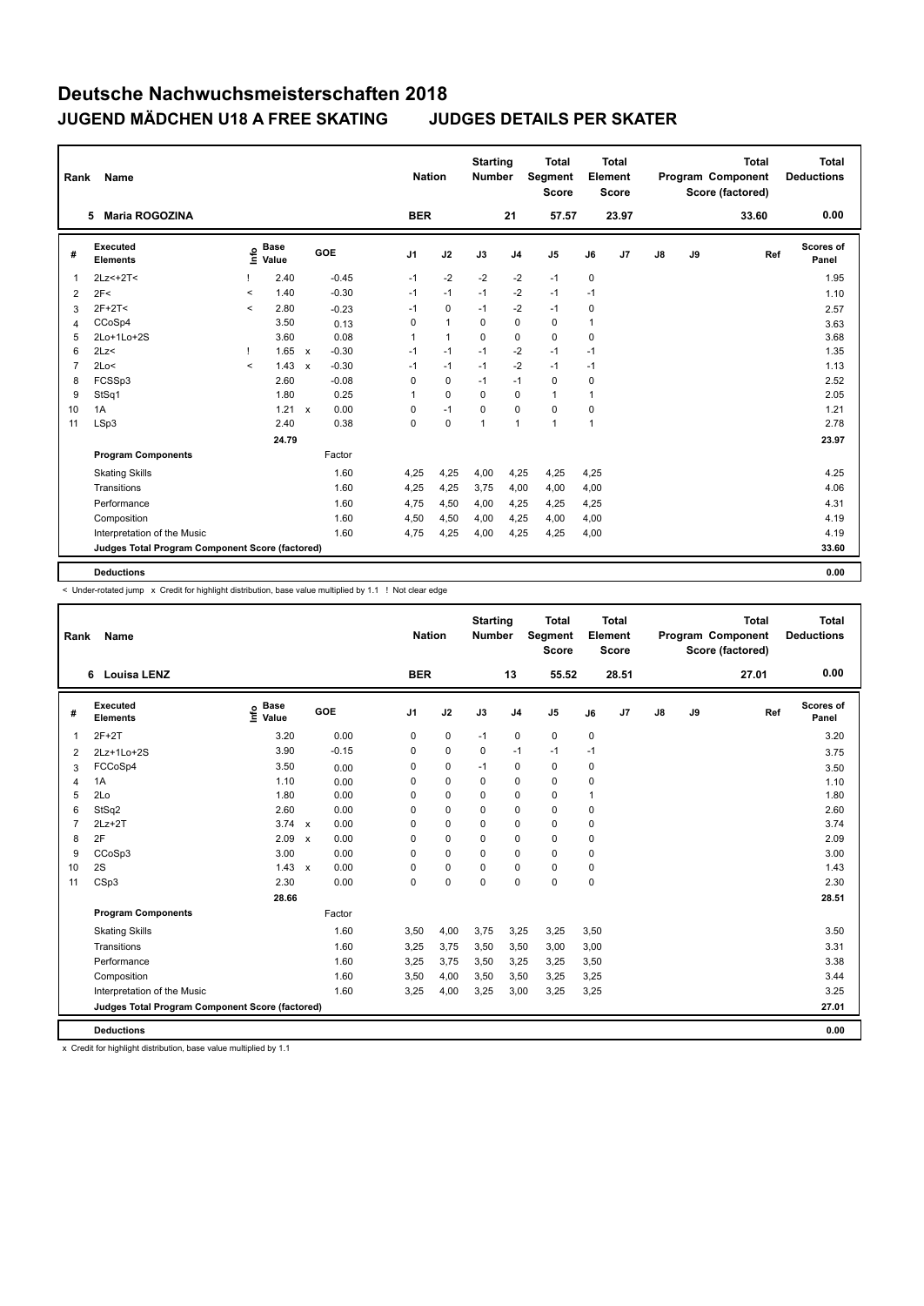# Deutsche Nachwuchsmeisterschaften 2018

## JUGEND MÄDCHEN U18 A FREE SKATING — JUDGES DETAILS PER SKATER

| Rank | Name | Nation | Starting Number | Total Segment Score | Total Element Score | Total Program Component Score (factored) | Total Deductions |
|---|---|---|---|---|---|---|---|
| 5 | Maria ROGOZINA | BER | 21 | 57.57 | 23.97 | 33.60 | 0.00 |

| # | Executed Elements | Info | Base Value | | GOE | J1 | J2 | J3 | J4 | J5 | J6 | J7 | J8 | J9 | Ref | Scores of Panel |
|---|---|---|---|---|---|---|---|---|---|---|---|---|---|---|---|---|
| 1 | 2Lz<+2T< | ! | 2.40 | | -0.45 | -1 | -2 | -2 | -2 | -1 | 0 | | | | | 1.95 |
| 2 | 2F< | < | 1.40 | | -0.30 | -1 | -1 | -1 | -2 | -1 | -1 | | | | | 1.10 |
| 3 | 2F+2T< | < | 2.80 | | -0.23 | -1 | 0 | -1 | -2 | -1 | 0 | | | | | 2.57 |
| 4 | CCoSp4 | | 3.50 | | 0.13 | 0 | 1 | 0 | 0 | 0 | 1 | | | | | 3.63 |
| 5 | 2Lo+1Lo+2S | | 3.60 | | 0.08 | 1 | 1 | 0 | 0 | 0 | 0 | | | | | 3.68 |
| 6 | 2Lz< | ! | 1.65 | x | -0.30 | -1 | -1 | -1 | -2 | -1 | -1 | | | | | 1.35 |
| 7 | 2Lo< | < | 1.43 | x | -0.30 | -1 | -1 | -1 | -2 | -1 | -1 | | | | | 1.13 |
| 8 | FCSSp3 | | 2.60 | | -0.08 | 0 | 0 | -1 | -1 | 0 | 0 | | | | | 2.52 |
| 9 | StSq1 | | 1.80 | | 0.25 | 1 | 0 | 0 | 0 | 1 | 1 | | | | | 2.05 |
| 10 | 1A | | 1.21 | x | 0.00 | 0 | -1 | 0 | 0 | 0 | 0 | | | | | 1.21 |
| 11 | LSp3 | | 2.40 | | 0.38 | 0 | 0 | 1 | 1 | 1 | 1 | | | | | 2.78 |
| | | | 24.79 | | | | | | | | | | | | | 23.97 |

| Program Components | Factor | J1 | J2 | J3 | J4 | J5 | J6 | J7 | J8 | J9 | Scores of Panel |
|---|---|---|---|---|---|---|---|---|---|---|---|
| Skating Skills | 1.60 | 4,25 | 4,25 | 4,00 | 4,25 | 4,25 | 4,25 | | | | 4.25 |
| Transitions | 1.60 | 4,25 | 4,25 | 3,75 | 4,00 | 4,00 | 4,00 | | | | 4.06 |
| Performance | 1.60 | 4,75 | 4,50 | 4,00 | 4,25 | 4,25 | 4,25 | | | | 4.31 |
| Composition | 1.60 | 4,50 | 4,50 | 4,00 | 4,25 | 4,00 | 4,00 | | | | 4.19 |
| Interpretation of the Music | 1.60 | 4,75 | 4,25 | 4,00 | 4,25 | 4,25 | 4,00 | | | | 4.19 |
| Judges Total Program Component Score (factored) | | | | | | | | | | | 33.60 |

| Deductions | 0.00 |
|---|---|

< Under-rotated jump x Credit for highlight distribution, base value multiplied by 1.1 ! Not clear edge

| Rank | Name | Nation | Starting Number | Total Segment Score | Total Element Score | Total Program Component Score (factored) | Total Deductions |
|---|---|---|---|---|---|---|---|
| 6 | Louisa LENZ | BER | 13 | 55.52 | 28.51 | 27.01 | 0.00 |

| # | Executed Elements | Info | Base Value | | GOE | J1 | J2 | J3 | J4 | J5 | J6 | J7 | J8 | J9 | Ref | Scores of Panel |
|---|---|---|---|---|---|---|---|---|---|---|---|---|---|---|---|---|
| 1 | 2F+2T | | 3.20 | | 0.00 | 0 | 0 | -1 | 0 | 0 | 0 | | | | | 3.20 |
| 2 | 2Lz+1Lo+2S | | 3.90 | | -0.15 | 0 | 0 | 0 | -1 | -1 | -1 | | | | | 3.75 |
| 3 | FCCoSp4 | | 3.50 | | 0.00 | 0 | 0 | -1 | 0 | 0 | 0 | | | | | 3.50 |
| 4 | 1A | | 1.10 | | 0.00 | 0 | 0 | 0 | 0 | 0 | 0 | | | | | 1.10 |
| 5 | 2Lo | | 1.80 | | 0.00 | 0 | 0 | 0 | 0 | 0 | 1 | | | | | 1.80 |
| 6 | StSq2 | | 2.60 | | 0.00 | 0 | 0 | 0 | 0 | 0 | 0 | | | | | 2.60 |
| 7 | 2Lz+2T | | 3.74 | x | 0.00 | 0 | 0 | 0 | 0 | 0 | 0 | | | | | 3.74 |
| 8 | 2F | | 2.09 | x | 0.00 | 0 | 0 | 0 | 0 | 0 | 0 | | | | | 2.09 |
| 9 | CCoSp3 | | 3.00 | | 0.00 | 0 | 0 | 0 | 0 | 0 | 0 | | | | | 3.00 |
| 10 | 2S | | 1.43 | x | 0.00 | 0 | 0 | 0 | 0 | 0 | 0 | | | | | 1.43 |
| 11 | CSp3 | | 2.30 | | 0.00 | 0 | 0 | 0 | 0 | 0 | 0 | | | | | 2.30 |
| | | | 28.66 | | | | | | | | | | | | | 28.51 |

| Program Components | Factor | J1 | J2 | J3 | J4 | J5 | J6 | J7 | J8 | J9 | Scores of Panel |
|---|---|---|---|---|---|---|---|---|---|---|---|
| Skating Skills | 1.60 | 3,50 | 4,00 | 3,75 | 3,25 | 3,25 | 3,50 | | | | 3.50 |
| Transitions | 1.60 | 3,25 | 3,75 | 3,50 | 3,50 | 3,00 | 3,00 | | | | 3.31 |
| Performance | 1.60 | 3,25 | 3,75 | 3,50 | 3,25 | 3,25 | 3,50 | | | | 3.38 |
| Composition | 1.60 | 3,50 | 4,00 | 3,50 | 3,50 | 3,25 | 3,25 | | | | 3.44 |
| Interpretation of the Music | 1.60 | 3,25 | 4,00 | 3,25 | 3,00 | 3,25 | 3,25 | | | | 3.25 |
| Judges Total Program Component Score (factored) | | | | | | | | | | | 27.01 |

| Deductions | 0.00 |
|---|---|

x Credit for highlight distribution, base value multiplied by 1.1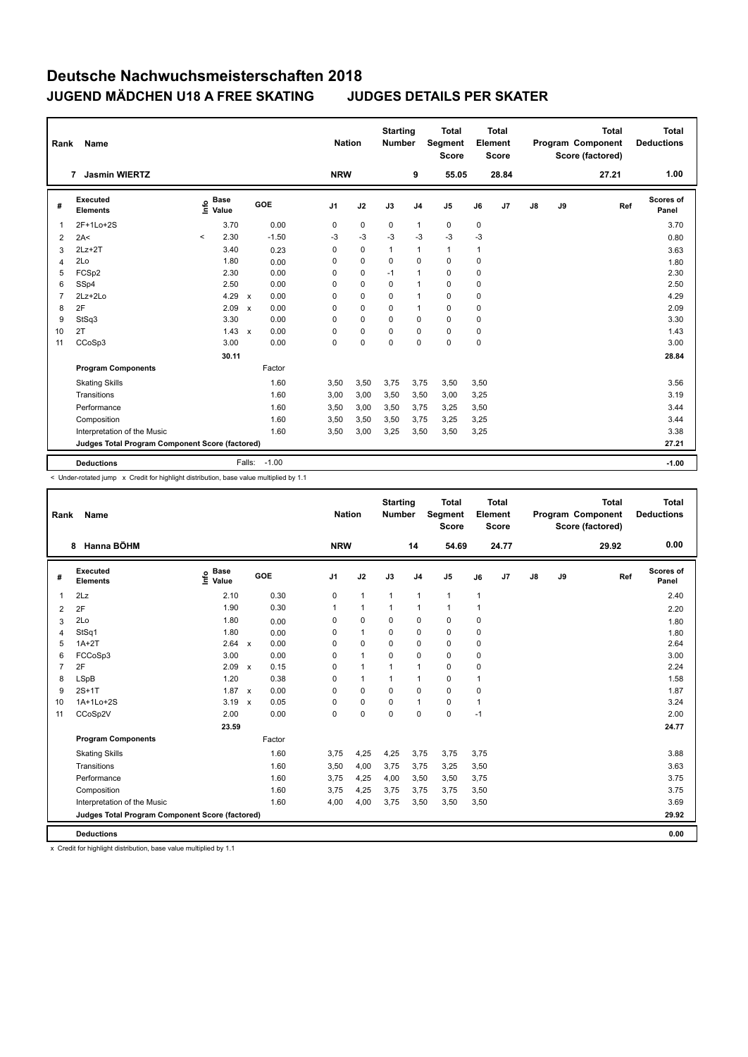# Deutsche Nachwuchsmeisterschaften 2018

## JUGEND MÄDCHEN U18 A FREE SKATING JUDGES DETAILS PER SKATER

| Rank | Name | Nation | Starting Number | Total Segment Score | Total Element Score | Total Program Component Score (factored) | Total Deductions |
|---|---|---|---|---|---|---|---|
| 7 | Jasmin WIERTZ | NRW | 9 | 55.05 | 28.84 | 27.21 | 1.00 |

| # | Executed Elements | Info | Base Value | | GOE | J1 | J2 | J3 | J4 | J5 | J6 | J7 | J8 | J9 | Ref | Scores of Panel |
|---|---|---|---|---|---|---|---|---|---|---|---|---|---|---|---|---|
| 1 | 2F+1Lo+2S | | 3.70 | | 0.00 | 0 | 0 | 0 | 1 | 0 | 0 | | | | | 3.70 |
| 2 | 2A< | < | 2.30 | | -1.50 | -3 | -3 | -3 | -3 | -3 | -3 | | | | | 0.80 |
| 3 | 2Lz+2T | | 3.40 | | 0.23 | 0 | 0 | 1 | 1 | 1 | 1 | | | | | 3.63 |
| 4 | 2Lo | | 1.80 | | 0.00 | 0 | 0 | 0 | 0 | 0 | 0 | | | | | 1.80 |
| 5 | FCSp2 | | 2.30 | | 0.00 | 0 | 0 | -1 | 1 | 0 | 0 | | | | | 2.30 |
| 6 | SSp4 | | 2.50 | | 0.00 | 0 | 0 | 0 | 1 | 0 | 0 | | | | | 2.50 |
| 7 | 2Lz+2Lo | | 4.29 | x | 0.00 | 0 | 0 | 0 | 1 | 0 | 0 | | | | | 4.29 |
| 8 | 2F | | 2.09 | x | 0.00 | 0 | 0 | 0 | 1 | 0 | 0 | | | | | 2.09 |
| 9 | StSq3 | | 3.30 | | 0.00 | 0 | 0 | 0 | 0 | 0 | 0 | | | | | 3.30 |
| 10 | 2T | | 1.43 | x | 0.00 | 0 | 0 | 0 | 0 | 0 | 0 | | | | | 1.43 |
| 11 | CCoSp3 | | 3.00 | | 0.00 | 0 | 0 | 0 | 0 | 0 | 0 | | | | | 3.00 |
| | | | 30.11 | | | | | | | | | | | | | 28.84 |
| | **Program Components** | | | | Factor | | | | | | | | | | | |
| | Skating Skills | | | | 1.60 | 3,50 | 3,50 | 3,75 | 3,75 | 3,50 | 3,50 | | | | | 3.56 |
| | Transitions | | | | 1.60 | 3,00 | 3,00 | 3,50 | 3,50 | 3,00 | 3,25 | | | | | 3.19 |
| | Performance | | | | 1.60 | 3,50 | 3,00 | 3,50 | 3,75 | 3,25 | 3,50 | | | | | 3.44 |
| | Composition | | | | 1.60 | 3,50 | 3,50 | 3,50 | 3,75 | 3,25 | 3,25 | | | | | 3.44 |
| | Interpretation of the Music | | | | 1.60 | 3,50 | 3,00 | 3,25 | 3,50 | 3,50 | 3,25 | | | | | 3.38 |
| | **Judges Total Program Component Score (factored)** | | | | | | | | | | | | | | | 27.21 |
| | **Deductions** | | | Falls: | -1.00 | | | | | | | | | | | -1.00 |

< Under-rotated jump x Credit for highlight distribution, base value multiplied by 1.1

| Rank | Name | Nation | Starting Number | Total Segment Score | Total Element Score | Total Program Component Score (factored) | Total Deductions |
|---|---|---|---|---|---|---|---|
| 8 | Hanna BÖHM | NRW | 14 | 54.69 | 24.77 | 29.92 | 0.00 |

| # | Executed Elements | Info | Base Value | | GOE | J1 | J2 | J3 | J4 | J5 | J6 | J7 | J8 | J9 | Ref | Scores of Panel |
|---|---|---|---|---|---|---|---|---|---|---|---|---|---|---|---|---|
| 1 | 2Lz | | 2.10 | | 0.30 | 0 | 1 | 1 | 1 | 1 | 1 | | | | | 2.40 |
| 2 | 2F | | 1.90 | | 0.30 | 1 | 1 | 1 | 1 | 1 | 1 | | | | | 2.20 |
| 3 | 2Lo | | 1.80 | | 0.00 | 0 | 0 | 0 | 0 | 0 | 0 | | | | | 1.80 |
| 4 | StSq1 | | 1.80 | | 0.00 | 0 | 1 | 0 | 0 | 0 | 0 | | | | | 1.80 |
| 5 | 1A+2T | | 2.64 | x | 0.00 | 0 | 0 | 0 | 0 | 0 | 0 | | | | | 2.64 |
| 6 | FCCoSp3 | | 3.00 | | 0.00 | 0 | 1 | 0 | 0 | 0 | 0 | | | | | 3.00 |
| 7 | 2F | | 2.09 | x | 0.15 | 0 | 1 | 1 | 1 | 0 | 0 | | | | | 2.24 |
| 8 | LSpB | | 1.20 | | 0.38 | 0 | 1 | 1 | 1 | 0 | 1 | | | | | 1.58 |
| 9 | 2S+1T | | 1.87 | x | 0.00 | 0 | 0 | 0 | 0 | 0 | 0 | | | | | 1.87 |
| 10 | 1A+1Lo+2S | | 3.19 | x | 0.05 | 0 | 0 | 0 | 1 | 0 | 1 | | | | | 3.24 |
| 11 | CCoSp2V | | 2.00 | | 0.00 | 0 | 0 | 0 | 0 | 0 | -1 | | | | | 2.00 |
| | | | 23.59 | | | | | | | | | | | | | 24.77 |
| | **Program Components** | | | | Factor | | | | | | | | | | | |
| | Skating Skills | | | | 1.60 | 3,75 | 4,25 | 4,25 | 3,75 | 3,75 | 3,75 | | | | | 3.88 |
| | Transitions | | | | 1.60 | 3,50 | 4,00 | 3,75 | 3,75 | 3,25 | 3,50 | | | | | 3.63 |
| | Performance | | | | 1.60 | 3,75 | 4,25 | 4,00 | 3,50 | 3,50 | 3,75 | | | | | 3.75 |
| | Composition | | | | 1.60 | 3,75 | 4,25 | 3,75 | 3,75 | 3,75 | 3,50 | | | | | 3.75 |
| | Interpretation of the Music | | | | 1.60 | 4,00 | 4,00 | 3,75 | 3,50 | 3,50 | 3,50 | | | | | 3.69 |
| | **Judges Total Program Component Score (factored)** | | | | | | | | | | | | | | | 29.92 |
| | **Deductions** | | | | | | | | | | | | | | | 0.00 |

x Credit for highlight distribution, base value multiplied by 1.1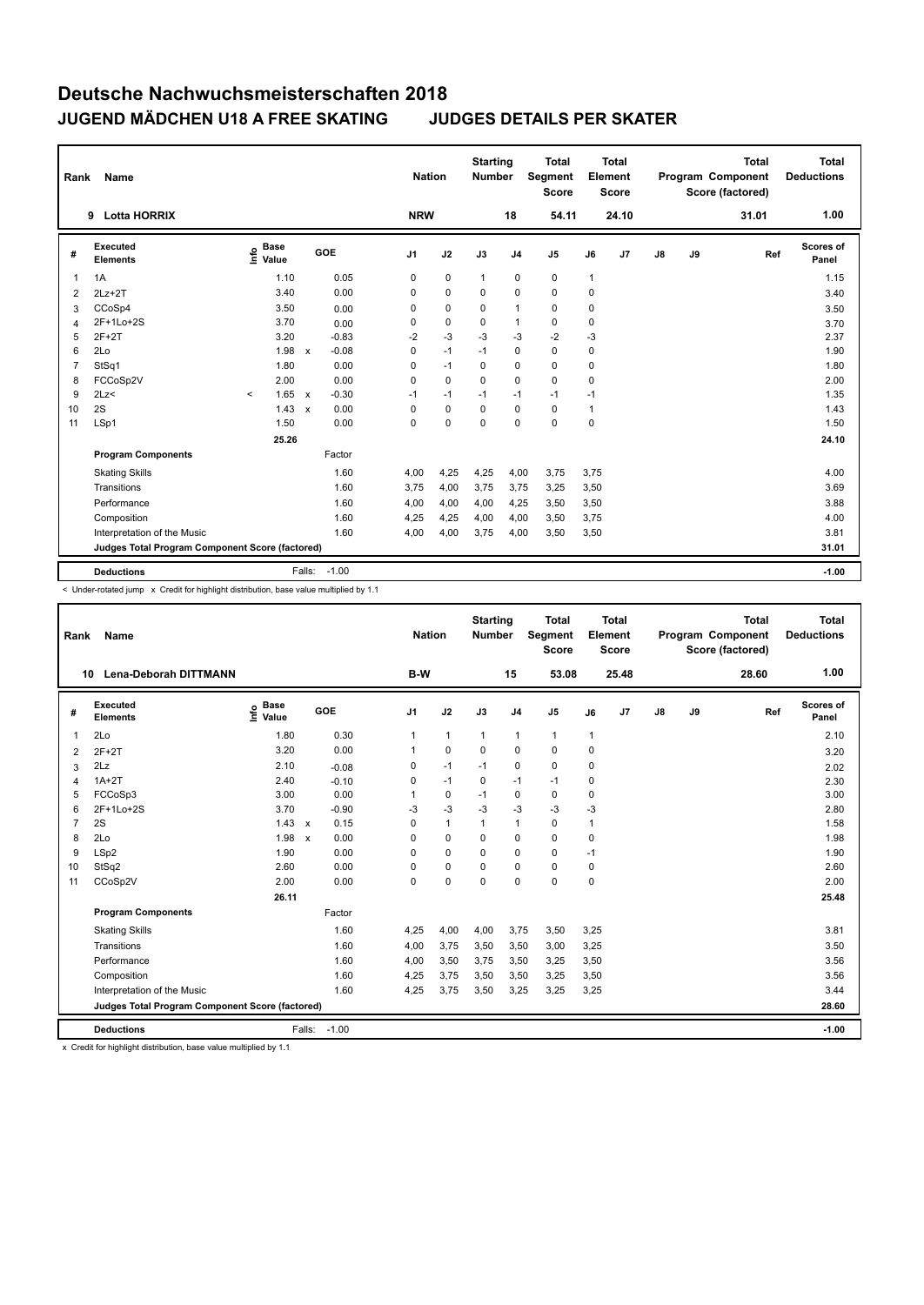# Deutsche Nachwuchsmeisterschaften 2018

## JUGEND MÄDCHEN U18 A FREE SKATING JUDGES DETAILS PER SKATER

| Rank | Name | Nation | Starting Number | Total Segment Score | Total Element Score | Total Program Component Score (factored) | Total Deductions |
|---|---|---|---|---|---|---|---|
| 9 | Lotta HORRIX | NRW | 18 | 54.11 | 24.10 | 31.01 | 1.00 |

| # | Executed Elements | Info | Base Value | | GOE | J1 | J2 | J3 | J4 | J5 | J6 | J7 | J8 | J9 | Ref | Scores of Panel |
|---|---|---|---|---|---|---|---|---|---|---|---|---|---|---|---|---|
| 1 | 1A | | 1.10 | | 0.05 | 0 | 0 | 1 | 0 | 0 | 1 | | | | | 1.15 |
| 2 | 2Lz+2T | | 3.40 | | 0.00 | 0 | 0 | 0 | 0 | 0 | 0 | | | | | 3.40 |
| 3 | CCoSp4 | | 3.50 | | 0.00 | 0 | 0 | 0 | 1 | 0 | 0 | | | | | 3.50 |
| 4 | 2F+1Lo+2S | | 3.70 | | 0.00 | 0 | 0 | 0 | 1 | 0 | 0 | | | | | 3.70 |
| 5 | 2F+2T | | 3.20 | | -0.83 | -2 | -3 | -3 | -3 | -2 | -3 | | | | | 2.37 |
| 6 | 2Lo | | 1.98 | x | -0.08 | 0 | -1 | -1 | 0 | 0 | 0 | | | | | 1.90 |
| 7 | StSq1 | | 1.80 | | 0.00 | 0 | -1 | 0 | 0 | 0 | 0 | | | | | 1.80 |
| 8 | FCCoSp2V | | 2.00 | | 0.00 | 0 | 0 | 0 | 0 | 0 | 0 | | | | | 2.00 |
| 9 | 2Lz< | < | 1.65 | x | -0.30 | -1 | -1 | -1 | -1 | -1 | -1 | | | | | 1.35 |
| 10 | 2S | | 1.43 | x | 0.00 | 0 | 0 | 0 | 0 | 0 | 1 | | | | | 1.43 |
| 11 | LSp1 | | 1.50 | | 0.00 | 0 | 0 | 0 | 0 | 0 | 0 | | | | | 1.50 |
| | | | 25.26 | | | | | | | | | | | | | 24.10 |
| | **Program Components** | | | | Factor | | | | | | | | | | | |
| | Skating Skills | | | | 1.60 | 4,00 | 4,25 | 4,25 | 4,00 | 3,75 | 3,75 | | | | | 4.00 |
| | Transitions | | | | 1.60 | 3,75 | 4,00 | 3,75 | 3,75 | 3,25 | 3,50 | | | | | 3.69 |
| | Performance | | | | 1.60 | 4,00 | 4,00 | 4,00 | 4,25 | 3,50 | 3,50 | | | | | 3.88 |
| | Composition | | | | 1.60 | 4,25 | 4,25 | 4,00 | 4,00 | 3,50 | 3,75 | | | | | 4.00 |
| | Interpretation of the Music | | | | 1.60 | 4,00 | 4,00 | 3,75 | 4,00 | 3,50 | 3,50 | | | | | 3.81 |
| | **Judges Total Program Component Score (factored)** | | | | | | | | | | | | | | | 31.01 |
| | **Deductions** | | Falls: | | -1.00 | | | | | | | | | | | -1.00 |

< Under-rotated jump x Credit for highlight distribution, base value multiplied by 1.1

| Rank | Name | Nation | Starting Number | Total Segment Score | Total Element Score | Total Program Component Score (factored) | Total Deductions |
|---|---|---|---|---|---|---|---|
| 10 | Lena-Deborah DITTMANN | B-W | 15 | 53.08 | 25.48 | 28.60 | 1.00 |

| # | Executed Elements | Info | Base Value | | GOE | J1 | J2 | J3 | J4 | J5 | J6 | J7 | J8 | J9 | Ref | Scores of Panel |
|---|---|---|---|---|---|---|---|---|---|---|---|---|---|---|---|---|
| 1 | 2Lo | | 1.80 | | 0.30 | 1 | 1 | 1 | 1 | 1 | 1 | | | | | 2.10 |
| 2 | 2F+2T | | 3.20 | | 0.00 | 1 | 0 | 0 | 0 | 0 | 0 | | | | | 3.20 |
| 3 | 2Lz | | 2.10 | | -0.08 | 0 | -1 | -1 | 0 | 0 | 0 | | | | | 2.02 |
| 4 | 1A+2T | | 2.40 | | -0.10 | 0 | -1 | 0 | -1 | -1 | 0 | | | | | 2.30 |
| 5 | FCCoSp3 | | 3.00 | | 0.00 | 1 | 0 | -1 | 0 | 0 | 0 | | | | | 3.00 |
| 6 | 2F+1Lo+2S | | 3.70 | | -0.90 | -3 | -3 | -3 | -3 | -3 | -3 | | | | | 2.80 |
| 7 | 2S | | 1.43 | x | 0.15 | 0 | 1 | 1 | 1 | 0 | 1 | | | | | 1.58 |
| 8 | 2Lo | | 1.98 | x | 0.00 | 0 | 0 | 0 | 0 | 0 | 0 | | | | | 1.98 |
| 9 | LSp2 | | 1.90 | | 0.00 | 0 | 0 | 0 | 0 | 0 | -1 | | | | | 1.90 |
| 10 | StSq2 | | 2.60 | | 0.00 | 0 | 0 | 0 | 0 | 0 | 0 | | | | | 2.60 |
| 11 | CCoSp2V | | 2.00 | | 0.00 | 0 | 0 | 0 | 0 | 0 | 0 | | | | | 2.00 |
| | | | 26.11 | | | | | | | | | | | | | 25.48 |
| | **Program Components** | | | | Factor | | | | | | | | | | | |
| | Skating Skills | | | | 1.60 | 4,25 | 4,00 | 4,00 | 3,75 | 3,50 | 3,25 | | | | | 3.81 |
| | Transitions | | | | 1.60 | 4,00 | 3,75 | 3,50 | 3,50 | 3,00 | 3,25 | | | | | 3.50 |
| | Performance | | | | 1.60 | 4,00 | 3,50 | 3,75 | 3,50 | 3,25 | 3,50 | | | | | 3.56 |
| | Composition | | | | 1.60 | 4,25 | 3,75 | 3,50 | 3,50 | 3,25 | 3,50 | | | | | 3.56 |
| | Interpretation of the Music | | | | 1.60 | 4,25 | 3,75 | 3,50 | 3,25 | 3,25 | 3,25 | | | | | 3.44 |
| | **Judges Total Program Component Score (factored)** | | | | | | | | | | | | | | | 28.60 |
| | **Deductions** | | Falls: | | -1.00 | | | | | | | | | | | -1.00 |

x Credit for highlight distribution, base value multiplied by 1.1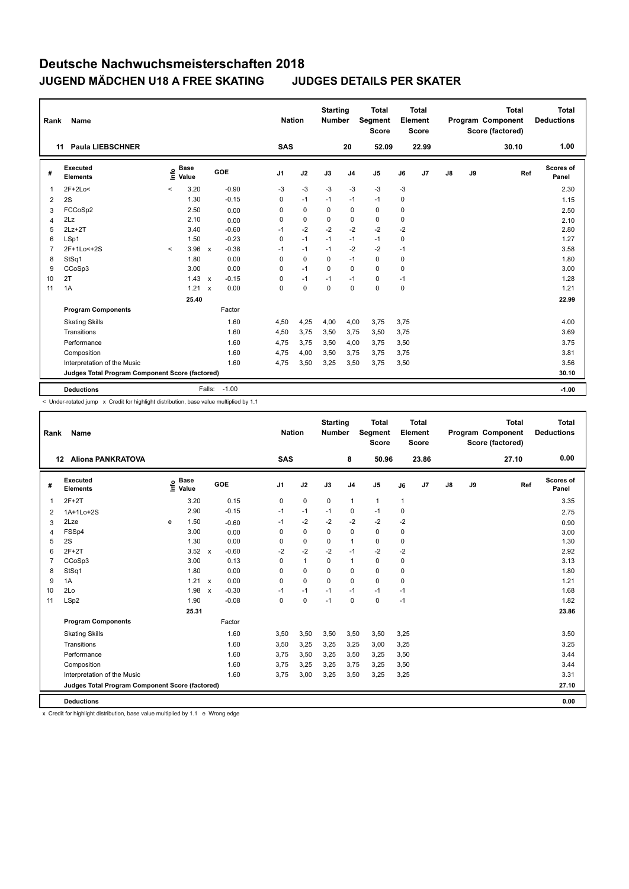# Deutsche Nachwuchsmeisterschaften 2018

## JUGEND MÄDCHEN U18 A FREE SKATING JUDGES DETAILS PER SKATER

| Rank | Name | Nation | Starting Number | Total Segment Score | Total Element Score | Total Program Component Score (factored) | Total Deductions |
|---|---|---|---|---|---|---|---|
| 11 | Paula LIEBSCHNER | SAS | 20 | 52.09 | 22.99 | 30.10 | 1.00 |

| # | Executed Elements | Info | Base Value | | GOE | J1 | J2 | J3 | J4 | J5 | J6 | J7 | J8 | J9 | Ref | Scores of Panel |
|---|---|---|---|---|---|---|---|---|---|---|---|---|---|---|---|---|
| 1 | 2F+2Lo< | < | 3.20 | | -0.90 | -3 | -3 | -3 | -3 | -3 | -3 | | | | | 2.30 |
| 2 | 2S | | 1.30 | | -0.15 | 0 | -1 | -1 | -1 | -1 | 0 | | | | | 1.15 |
| 3 | FCCoSp2 | | 2.50 | | 0.00 | 0 | 0 | 0 | 0 | 0 | 0 | | | | | 2.50 |
| 4 | 2Lz | | 2.10 | | 0.00 | 0 | 0 | 0 | 0 | 0 | 0 | | | | | 2.10 |
| 5 | 2Lz+2T | | 3.40 | | -0.60 | -1 | -2 | -2 | -2 | -2 | -2 | | | | | 2.80 |
| 6 | LSp1 | | 1.50 | | -0.23 | 0 | -1 | -1 | -1 | -1 | 0 | | | | | 1.27 |
| 7 | 2F+1Lo<+2S | < | 3.96 | x | -0.38 | -1 | -1 | -1 | -2 | -2 | -1 | | | | | 3.58 |
| 8 | StSq1 | | 1.80 | | 0.00 | 0 | 0 | 0 | -1 | 0 | 0 | | | | | 1.80 |
| 9 | CCoSp3 | | 3.00 | | 0.00 | 0 | -1 | 0 | 0 | 0 | 0 | | | | | 3.00 |
| 10 | 2T | | 1.43 | x | -0.15 | 0 | -1 | -1 | -1 | 0 | -1 | | | | | 1.28 |
| 11 | 1A | | 1.21 | x | 0.00 | 0 | 0 | 0 | 0 | 0 | 0 | | | | | 1.21 |
| | | | 25.40 | | | | | | | | | | | | | 22.99 |
| | **Program Components** | | | | Factor | | | | | | | | | | | |
| | Skating Skills | | | | 1.60 | 4,50 | 4,25 | 4,00 | 4,00 | 3,75 | 3,75 | | | | | 4.00 |
| | Transitions | | | | 1.60 | 4,50 | 3,75 | 3,50 | 3,75 | 3,50 | 3,75 | | | | | 3.69 |
| | Performance | | | | 1.60 | 4,75 | 3,75 | 3,50 | 4,00 | 3,75 | 3,50 | | | | | 3.75 |
| | Composition | | | | 1.60 | 4,75 | 4,00 | 3,50 | 3,75 | 3,75 | 3,75 | | | | | 3.81 |
| | Interpretation of the Music | | | | 1.60 | 4,75 | 3,50 | 3,25 | 3,50 | 3,75 | 3,50 | | | | | 3.56 |
| | **Judges Total Program Component Score (factored)** | | | | | | | | | | | | | | | 30.10 |
| | **Deductions** | | Falls: | | -1.00 | | | | | | | | | | | -1.00 |

< Under-rotated jump x Credit for highlight distribution, base value multiplied by 1.1

| Rank | Name | Nation | Starting Number | Total Segment Score | Total Element Score | Total Program Component Score (factored) | Total Deductions |
|---|---|---|---|---|---|---|---|
| 12 | Aliona PANKRATOVA | SAS | 8 | 50.96 | 23.86 | 27.10 | 0.00 |

| # | Executed Elements | Info | Base Value | | GOE | J1 | J2 | J3 | J4 | J5 | J6 | J7 | J8 | J9 | Ref | Scores of Panel |
|---|---|---|---|---|---|---|---|---|---|---|---|---|---|---|---|---|
| 1 | 2F+2T | | 3.20 | | 0.15 | 0 | 0 | 0 | 1 | 1 | 1 | | | | | 3.35 |
| 2 | 1A+1Lo+2S | | 2.90 | | -0.15 | -1 | -1 | -1 | 0 | -1 | 0 | | | | | 2.75 |
| 3 | 2Lze | e | 1.50 | | -0.60 | -1 | -2 | -2 | -2 | -2 | -2 | | | | | 0.90 |
| 4 | FSSp4 | | 3.00 | | 0.00 | 0 | 0 | 0 | 0 | 0 | 0 | | | | | 3.00 |
| 5 | 2S | | 1.30 | | 0.00 | 0 | 0 | 0 | 1 | 0 | 0 | | | | | 1.30 |
| 6 | 2F+2T | | 3.52 | x | -0.60 | -2 | -2 | -2 | -1 | -2 | -2 | | | | | 2.92 |
| 7 | CCoSp3 | | 3.00 | | 0.13 | 0 | 1 | 0 | 1 | 0 | 0 | | | | | 3.13 |
| 8 | StSq1 | | 1.80 | | 0.00 | 0 | 0 | 0 | 0 | 0 | 0 | | | | | 1.80 |
| 9 | 1A | | 1.21 | x | 0.00 | 0 | 0 | 0 | 0 | 0 | 0 | | | | | 1.21 |
| 10 | 2Lo | | 1.98 | x | -0.30 | -1 | -1 | -1 | -1 | -1 | -1 | | | | | 1.68 |
| 11 | LSp2 | | 1.90 | | -0.08 | 0 | 0 | -1 | 0 | 0 | -1 | | | | | 1.82 |
| | | | 25.31 | | | | | | | | | | | | | 23.86 |
| | **Program Components** | | | | Factor | | | | | | | | | | | |
| | Skating Skills | | | | 1.60 | 3,50 | 3,50 | 3,50 | 3,50 | 3,50 | 3,25 | | | | | 3.50 |
| | Transitions | | | | 1.60 | 3,50 | 3,25 | 3,25 | 3,25 | 3,00 | 3,25 | | | | | 3.25 |
| | Performance | | | | 1.60 | 3,75 | 3,50 | 3,25 | 3,50 | 3,25 | 3,50 | | | | | 3.44 |
| | Composition | | | | 1.60 | 3,75 | 3,25 | 3,25 | 3,75 | 3,25 | 3,50 | | | | | 3.44 |
| | Interpretation of the Music | | | | 1.60 | 3,75 | 3,00 | 3,25 | 3,50 | 3,25 | 3,25 | | | | | 3.31 |
| | **Judges Total Program Component Score (factored)** | | | | | | | | | | | | | | | 27.10 |
| | **Deductions** | | | | | | | | | | | | | | | 0.00 |

x Credit for highlight distribution, base value multiplied by 1.1 e Wrong edge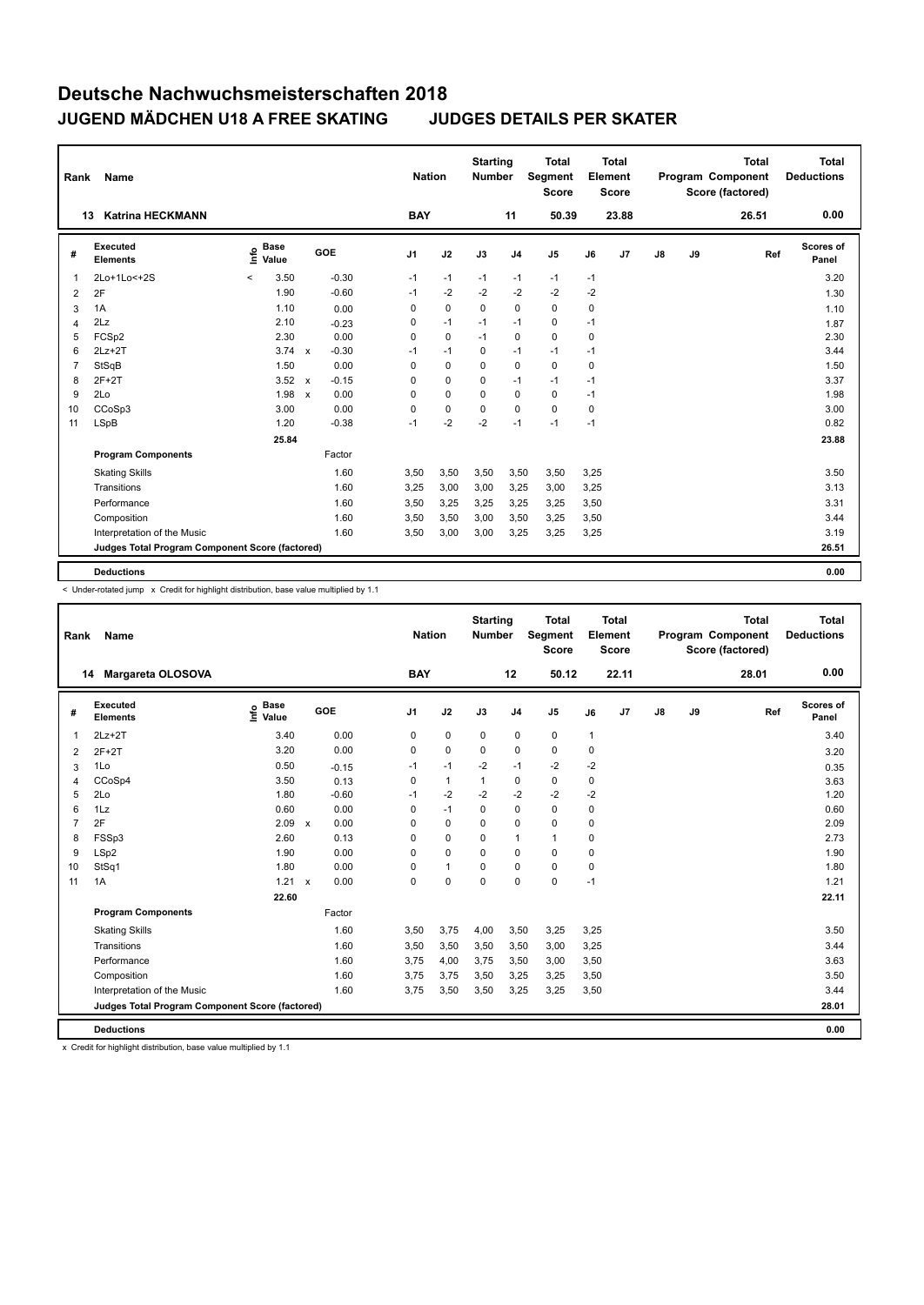# Deutsche Nachwuchsmeisterschaften 2018

## JUGEND MÄDCHEN U18 A FREE SKATING JUDGES DETAILS PER SKATER

| Rank | Name | Nation | Starting Number | Total Segment Score | Total Element Score | Total Program Component Score (factored) | Total Deductions |
|---|---|---|---|---|---|---|---|
| 13 | Katrina HECKMANN | BAY | 11 | 50.39 | 23.88 | 26.51 | 0.00 |

| # | Executed Elements | Info | Base Value | | GOE | J1 | J2 | J3 | J4 | J5 | J6 | J7 | J8 | J9 | Ref | Scores of Panel |
|---|---|---|---|---|---|---|---|---|---|---|---|---|---|---|---|---|
| 1 | 2Lo+1Lo<+2S | < | 3.50 | | -0.30 | -1 | -1 | -1 | -1 | -1 | -1 | | | | | 3.20 |
| 2 | 2F | | 1.90 | | -0.60 | -1 | -2 | -2 | -2 | -2 | -2 | | | | | 1.30 |
| 3 | 1A | | 1.10 | | 0.00 | 0 | 0 | 0 | 0 | 0 | 0 | | | | | 1.10 |
| 4 | 2Lz | | 2.10 | | -0.23 | 0 | -1 | -1 | -1 | 0 | -1 | | | | | 1.87 |
| 5 | FCSp2 | | 2.30 | | 0.00 | 0 | 0 | -1 | 0 | 0 | 0 | | | | | 2.30 |
| 6 | 2Lz+2T | | 3.74 | x | -0.30 | -1 | -1 | 0 | -1 | -1 | -1 | | | | | 3.44 |
| 7 | StSqB | | 1.50 | | 0.00 | 0 | 0 | 0 | 0 | 0 | 0 | | | | | 1.50 |
| 8 | 2F+2T | | 3.52 | x | -0.15 | 0 | 0 | 0 | -1 | -1 | -1 | | | | | 3.37 |
| 9 | 2Lo | | 1.98 | x | 0.00 | 0 | 0 | 0 | 0 | 0 | -1 | | | | | 1.98 |
| 10 | CCoSp3 | | 3.00 | | 0.00 | 0 | 0 | 0 | 0 | 0 | 0 | | | | | 3.00 |
| 11 | LSpB | | 1.20 | | -0.38 | -1 | -2 | -2 | -1 | -1 | -1 | | | | | 0.82 |
| | | | 25.84 | | | | | | | | | | | | | 23.88 |
| | **Program Components** | | | | Factor | | | | | | | | | | | |
| | Skating Skills | | | | 1.60 | 3,50 | 3,50 | 3,50 | 3,50 | 3,50 | 3,25 | | | | | 3.50 |
| | Transitions | | | | 1.60 | 3,25 | 3,00 | 3,00 | 3,25 | 3,00 | 3,25 | | | | | 3.13 |
| | Performance | | | | 1.60 | 3,50 | 3,25 | 3,25 | 3,25 | 3,25 | 3,50 | | | | | 3.31 |
| | Composition | | | | 1.60 | 3,50 | 3,50 | 3,00 | 3,50 | 3,25 | 3,50 | | | | | 3.44 |
| | Interpretation of the Music | | | | 1.60 | 3,50 | 3,00 | 3,00 | 3,25 | 3,25 | 3,25 | | | | | 3.19 |
| | **Judges Total Program Component Score (factored)** | | | | | | | | | | | | | | | 26.51 |
| | **Deductions** | | | | | | | | | | | | | | | 0.00 |

< Under-rotated jump x Credit for highlight distribution, base value multiplied by 1.1

| Rank | Name | Nation | Starting Number | Total Segment Score | Total Element Score | Total Program Component Score (factored) | Total Deductions |
|---|---|---|---|---|---|---|---|
| 14 | Margareta OLOSOVA | BAY | 12 | 50.12 | 22.11 | 28.01 | 0.00 |

| # | Executed Elements | Info | Base Value | | GOE | J1 | J2 | J3 | J4 | J5 | J6 | J7 | J8 | J9 | Ref | Scores of Panel |
|---|---|---|---|---|---|---|---|---|---|---|---|---|---|---|---|---|
| 1 | 2Lz+2T | | 3.40 | | 0.00 | 0 | 0 | 0 | 0 | 0 | 1 | | | | | 3.40 |
| 2 | 2F+2T | | 3.20 | | 0.00 | 0 | 0 | 0 | 0 | 0 | 0 | | | | | 3.20 |
| 3 | 1Lo | | 0.50 | | -0.15 | -1 | -1 | -2 | -1 | -2 | -2 | | | | | 0.35 |
| 4 | CCoSp4 | | 3.50 | | 0.13 | 0 | 1 | 1 | 0 | 0 | 0 | | | | | 3.63 |
| 5 | 2Lo | | 1.80 | | -0.60 | -1 | -2 | -2 | -2 | -2 | -2 | | | | | 1.20 |
| 6 | 1Lz | | 0.60 | | 0.00 | 0 | -1 | 0 | 0 | 0 | 0 | | | | | 0.60 |
| 7 | 2F | | 2.09 | x | 0.00 | 0 | 0 | 0 | 0 | 0 | 0 | | | | | 2.09 |
| 8 | FSSp3 | | 2.60 | | 0.13 | 0 | 0 | 0 | 1 | 1 | 0 | | | | | 2.73 |
| 9 | LSp2 | | 1.90 | | 0.00 | 0 | 0 | 0 | 0 | 0 | 0 | | | | | 1.90 |
| 10 | StSq1 | | 1.80 | | 0.00 | 0 | 1 | 0 | 0 | 0 | 0 | | | | | 1.80 |
| 11 | 1A | | 1.21 | x | 0.00 | 0 | 0 | 0 | 0 | 0 | -1 | | | | | 1.21 |
| | | | 22.60 | | | | | | | | | | | | | 22.11 |
| | **Program Components** | | | | Factor | | | | | | | | | | | |
| | Skating Skills | | | | 1.60 | 3,50 | 3,75 | 4,00 | 3,50 | 3,25 | 3,25 | | | | | 3.50 |
| | Transitions | | | | 1.60 | 3,50 | 3,50 | 3,50 | 3,50 | 3,00 | 3,25 | | | | | 3.44 |
| | Performance | | | | 1.60 | 3,75 | 4,00 | 3,75 | 3,50 | 3,00 | 3,50 | | | | | 3.63 |
| | Composition | | | | 1.60 | 3,75 | 3,75 | 3,50 | 3,25 | 3,25 | 3,50 | | | | | 3.50 |
| | Interpretation of the Music | | | | 1.60 | 3,75 | 3,50 | 3,50 | 3,25 | 3,25 | 3,50 | | | | | 3.44 |
| | **Judges Total Program Component Score (factored)** | | | | | | | | | | | | | | | 28.01 |
| | **Deductions** | | | | | | | | | | | | | | | 0.00 |

x Credit for highlight distribution, base value multiplied by 1.1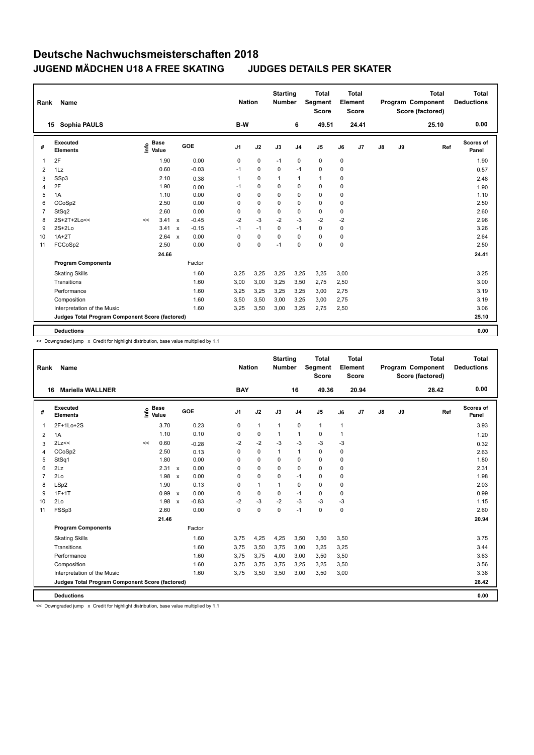# Deutsche Nachwuchsmeisterschaften 2018

## JUGEND MÄDCHEN U18 A FREE SKATING JUDGES DETAILS PER SKATER

| Rank | Name | Nation | Starting Number | Total Segment Score | Total Element Score | Total Program Component Score (factored) | Total Deductions |
|---|---|---|---|---|---|---|---|
| 15 | Sophia PAULS | B-W | 6 | 49.51 | 24.41 | 25.10 | 0.00 |

| # | Executed Elements | Info | Base Value | | GOE | J1 | J2 | J3 | J4 | J5 | J6 | J7 | J8 | J9 | Ref | Scores of Panel |
|---|---|---|---|---|---|---|---|---|---|---|---|---|---|---|---|---|
| 1 | 2F | | 1.90 | | 0.00 | 0 | 0 | -1 | 0 | 0 | 0 | | | | | 1.90 |
| 2 | 1Lz | | 0.60 | | -0.03 | -1 | 0 | 0 | -1 | 0 | 0 | | | | | 0.57 |
| 3 | SSp3 | | 2.10 | | 0.38 | 1 | 0 | 1 | 1 | 1 | 0 | | | | | 2.48 |
| 4 | 2F | | 1.90 | | 0.00 | -1 | 0 | 0 | 0 | 0 | 0 | | | | | 1.90 |
| 5 | 1A | | 1.10 | | 0.00 | 0 | 0 | 0 | 0 | 0 | 0 | | | | | 1.10 |
| 6 | CCoSp2 | | 2.50 | | 0.00 | 0 | 0 | 0 | 0 | 0 | 0 | | | | | 2.50 |
| 7 | StSq2 | | 2.60 | | 0.00 | 0 | 0 | 0 | 0 | 0 | 0 | | | | | 2.60 |
| 8 | 2S+2T+2Lo<< | << | 3.41 | x | -0.45 | -2 | -3 | -2 | -3 | -2 | -2 | | | | | 2.96 |
| 9 | 2S+2Lo | | 3.41 | x | -0.15 | -1 | -1 | 0 | -1 | 0 | 0 | | | | | 3.26 |
| 10 | 1A+2T | | 2.64 | x | 0.00 | 0 | 0 | 0 | 0 | 0 | 0 | | | | | 2.64 |
| 11 | FCCoSp2 | | 2.50 | | 0.00 | 0 | 0 | -1 | 0 | 0 | 0 | | | | | 2.50 |
| | | | 24.66 | | | | | | | | | | | | | 24.41 |
| | **Program Components** | | | | Factor | | | | | | | | | | | |
| | Skating Skills | | | | 1.60 | 3,25 | 3,25 | 3,25 | 3,25 | 3,25 | 3,00 | | | | | 3.25 |
| | Transitions | | | | 1.60 | 3,00 | 3,00 | 3,25 | 3,50 | 2,75 | 2,50 | | | | | 3.00 |
| | Performance | | | | 1.60 | 3,25 | 3,25 | 3,25 | 3,25 | 3,00 | 2,75 | | | | | 3.19 |
| | Composition | | | | 1.60 | 3,50 | 3,50 | 3,00 | 3,25 | 3,00 | 2,75 | | | | | 3.19 |
| | Interpretation of the Music | | | | 1.60 | 3,25 | 3,50 | 3,00 | 3,25 | 2,75 | 2,50 | | | | | 3.06 |
| | **Judges Total Program Component Score (factored)** | | | | | | | | | | | | | | | 25.10 |
| | **Deductions** | | | | | | | | | | | | | | | 0.00 |

<< Downgraded jump x Credit for highlight distribution, base value multiplied by 1.1

| Rank | Name | Nation | Starting Number | Total Segment Score | Total Element Score | Total Program Component Score (factored) | Total Deductions |
|---|---|---|---|---|---|---|---|
| 16 | Mariella WALLNER | BAY | 16 | 49.36 | 20.94 | 28.42 | 0.00 |

| # | Executed Elements | Info | Base Value | | GOE | J1 | J2 | J3 | J4 | J5 | J6 | J7 | J8 | J9 | Ref | Scores of Panel |
|---|---|---|---|---|---|---|---|---|---|---|---|---|---|---|---|---|
| 1 | 2F+1Lo+2S | | 3.70 | | 0.23 | 0 | 1 | 1 | 0 | 1 | 1 | | | | | 3.93 |
| 2 | 1A | | 1.10 | | 0.10 | 0 | 0 | 1 | 1 | 0 | 1 | | | | | 1.20 |
| 3 | 2Lz<< | << | 0.60 | | -0.28 | -2 | -2 | -3 | -3 | -3 | -3 | | | | | 0.32 |
| 4 | CCoSp2 | | 2.50 | | 0.13 | 0 | 0 | 1 | 1 | 0 | 0 | | | | | 2.63 |
| 5 | StSq1 | | 1.80 | | 0.00 | 0 | 0 | 0 | 0 | 0 | 0 | | | | | 1.80 |
| 6 | 2Lz | | 2.31 | x | 0.00 | 0 | 0 | 0 | 0 | 0 | 0 | | | | | 2.31 |
| 7 | 2Lo | | 1.98 | x | 0.00 | 0 | 0 | 0 | -1 | 0 | 0 | | | | | 1.98 |
| 8 | LSp2 | | 1.90 | | 0.13 | 0 | 1 | 1 | 0 | 0 | 0 | | | | | 2.03 |
| 9 | 1F+1T | | 0.99 | x | 0.00 | 0 | 0 | 0 | -1 | 0 | 0 | | | | | 0.99 |
| 10 | 2Lo | | 1.98 | x | -0.83 | -2 | -3 | -2 | -3 | -3 | -3 | | | | | 1.15 |
| 11 | FSSp3 | | 2.60 | | 0.00 | 0 | 0 | 0 | -1 | 0 | 0 | | | | | 2.60 |
| | | | 21.46 | | | | | | | | | | | | | 20.94 |
| | **Program Components** | | | | Factor | | | | | | | | | | | |
| | Skating Skills | | | | 1.60 | 3,75 | 4,25 | 4,25 | 3,50 | 3,50 | 3,50 | | | | | 3.75 |
| | Transitions | | | | 1.60 | 3,75 | 3,50 | 3,75 | 3,00 | 3,25 | 3,25 | | | | | 3.44 |
| | Performance | | | | 1.60 | 3,75 | 3,75 | 4,00 | 3,00 | 3,50 | 3,50 | | | | | 3.63 |
| | Composition | | | | 1.60 | 3,75 | 3,75 | 3,75 | 3,25 | 3,25 | 3,50 | | | | | 3.56 |
| | Interpretation of the Music | | | | 1.60 | 3,75 | 3,50 | 3,50 | 3,00 | 3,50 | 3,00 | | | | | 3.38 |
| | **Judges Total Program Component Score (factored)** | | | | | | | | | | | | | | | 28.42 |
| | **Deductions** | | | | | | | | | | | | | | | 0.00 |

<< Downgraded jump x Credit for highlight distribution, base value multiplied by 1.1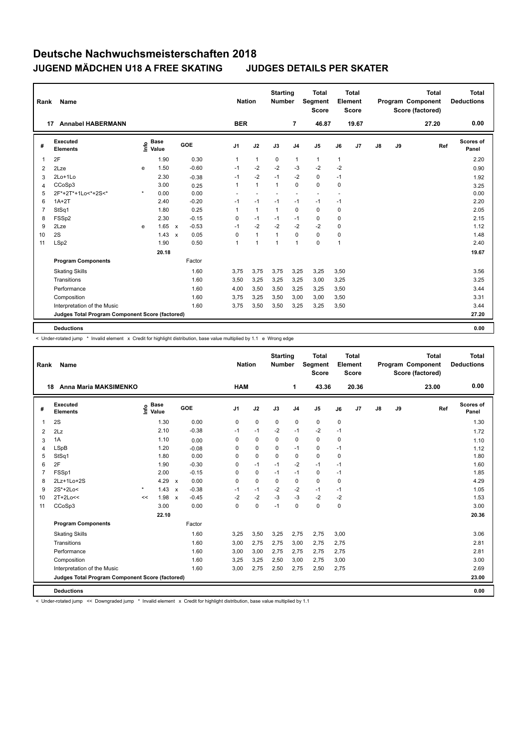# Deutsche Nachwuchsmeisterschaften 2018

## JUGEND MÄDCHEN U18 A FREE SKATING JUDGES DETAILS PER SKATER

| Rank | Name | Nation | Starting Number | Total Segment Score | Total Element Score | Total Program Component Score (factored) | Total Deductions |
|---|---|---|---|---|---|---|---|
| 17 | Annabel HABERMANN | BER | 7 | 46.87 | 19.67 | 27.20 | 0.00 |

| # | Executed Elements | Info | Base Value | | GOE | J1 | J2 | J3 | J4 | J5 | J6 | J7 | J8 | J9 | Ref | Scores of Panel |
|---|---|---|---|---|---|---|---|---|---|---|---|---|---|---|---|---|
| 1 | 2F | | 1.90 | | 0.30 | 1 | 1 | 0 | 1 | 1 | 1 | | | | | 2.20 |
| 2 | 2Lze | e | 1.50 | | -0.60 | -1 | -2 | -2 | -3 | -2 | -2 | | | | | 0.90 |
| 3 | 2Lo+1Lo | | 2.30 | | -0.38 | -1 | -2 | -1 | -2 | 0 | -1 | | | | | 1.92 |
| 4 | CCoSp3 | | 3.00 | | 0.25 | 1 | 1 | 1 | 0 | 0 | 0 | | | | | 3.25 |
| 5 | 2F*+2T*+1Lo<*+2S<* | * | 0.00 | | 0.00 | - | - | - | - | - | - | | | | | 0.00 |
| 6 | 1A+2T | | 2.40 | | -0.20 | -1 | -1 | -1 | -1 | -1 | -1 | | | | | 2.20 |
| 7 | StSq1 | | 1.80 | | 0.25 | 1 | 1 | 1 | 0 | 0 | 0 | | | | | 2.05 |
| 8 | FSSp2 | | 2.30 | | -0.15 | 0 | -1 | -1 | -1 | 0 | 0 | | | | | 2.15 |
| 9 | 2Lze | e | 1.65 | x | -0.53 | -1 | -2 | -2 | -2 | -2 | 0 | | | | | 1.12 |
| 10 | 2S | | 1.43 | x | 0.05 | 0 | 1 | 1 | 0 | 0 | 0 | | | | | 1.48 |
| 11 | LSp2 | | 1.90 | | 0.50 | 1 | 1 | 1 | 1 | 0 | 1 | | | | | 2.40 |
| | | | 20.18 | | | | | | | | | | | | | 19.67 |
| | **Program Components** | | | | Factor | | | | | | | | | | | |
| | Skating Skills | | | | 1.60 | 3,75 | 3,75 | 3,75 | 3,25 | 3,25 | 3,50 | | | | | 3.56 |
| | Transitions | | | | 1.60 | 3,50 | 3,25 | 3,25 | 3,25 | 3,00 | 3,25 | | | | | 3.25 |
| | Performance | | | | 1.60 | 4,00 | 3,50 | 3,50 | 3,25 | 3,25 | 3,50 | | | | | 3.44 |
| | Composition | | | | 1.60 | 3,75 | 3,25 | 3,50 | 3,00 | 3,00 | 3,50 | | | | | 3.31 |
| | Interpretation of the Music | | | | 1.60 | 3,75 | 3,50 | 3,50 | 3,25 | 3,25 | 3,50 | | | | | 3.44 |
| | **Judges Total Program Component Score (factored)** | | | | | | | | | | | | | | | 27.20 |
| | **Deductions** | | | | | | | | | | | | | | | 0.00 |

< Under-rotated jump * Invalid element x Credit for highlight distribution, base value multiplied by 1.1 e Wrong edge

| Rank | Name | Nation | Starting Number | Total Segment Score | Total Element Score | Total Program Component Score (factored) | Total Deductions |
|---|---|---|---|---|---|---|---|
| 18 | Anna Maria MAKSIMENKO | HAM | 1 | 43.36 | 20.36 | 23.00 | 0.00 |

| # | Executed Elements | Info | Base Value | | GOE | J1 | J2 | J3 | J4 | J5 | J6 | J7 | J8 | J9 | Ref | Scores of Panel |
|---|---|---|---|---|---|---|---|---|---|---|---|---|---|---|---|---|
| 1 | 2S | | 1.30 | | 0.00 | 0 | 0 | 0 | 0 | 0 | 0 | | | | | 1.30 |
| 2 | 2Lz | | 2.10 | | -0.38 | -1 | -1 | -2 | -1 | -2 | -1 | | | | | 1.72 |
| 3 | 1A | | 1.10 | | 0.00 | 0 | 0 | 0 | 0 | 0 | 0 | | | | | 1.10 |
| 4 | LSpB | | 1.20 | | -0.08 | 0 | 0 | 0 | -1 | 0 | -1 | | | | | 1.12 |
| 5 | StSq1 | | 1.80 | | 0.00 | 0 | 0 | 0 | 0 | 0 | 0 | | | | | 1.80 |
| 6 | 2F | | 1.90 | | -0.30 | 0 | -1 | -1 | -2 | -1 | -1 | | | | | 1.60 |
| 7 | FSSp1 | | 2.00 | | -0.15 | 0 | 0 | -1 | -1 | 0 | -1 | | | | | 1.85 |
| 8 | 2Lz+1Lo+2S | | 4.29 | x | 0.00 | 0 | 0 | 0 | 0 | 0 | 0 | | | | | 4.29 |
| 9 | 2S*+2Lo< | * | 1.43 | x | -0.38 | -1 | -1 | -2 | -2 | -1 | -1 | | | | | 1.05 |
| 10 | 2T+2Lo<< | << | 1.98 | x | -0.45 | -2 | -2 | -3 | -3 | -2 | -2 | | | | | 1.53 |
| 11 | CCoSp3 | | 3.00 | | 0.00 | 0 | 0 | -1 | 0 | 0 | 0 | | | | | 3.00 |
| | | | 22.10 | | | | | | | | | | | | | 20.36 |
| | **Program Components** | | | | Factor | | | | | | | | | | | |
| | Skating Skills | | | | 1.60 | 3,25 | 3,50 | 3,25 | 2,75 | 2,75 | 3,00 | | | | | 3.06 |
| | Transitions | | | | 1.60 | 3,00 | 2,75 | 2,75 | 3,00 | 2,75 | 2,75 | | | | | 2.81 |
| | Performance | | | | 1.60 | 3,00 | 3,00 | 2,75 | 2,75 | 2,75 | 2,75 | | | | | 2.81 |
| | Composition | | | | 1.60 | 3,25 | 3,25 | 2,50 | 3,00 | 2,75 | 3,00 | | | | | 3.00 |
| | Interpretation of the Music | | | | 1.60 | 3,00 | 2,75 | 2,50 | 2,75 | 2,50 | 2,75 | | | | | 2.69 |
| | **Judges Total Program Component Score (factored)** | | | | | | | | | | | | | | | 23.00 |
| | **Deductions** | | | | | | | | | | | | | | | 0.00 |

< Under-rotated jump << Downgraded jump * Invalid element x Credit for highlight distribution, base value multiplied by 1.1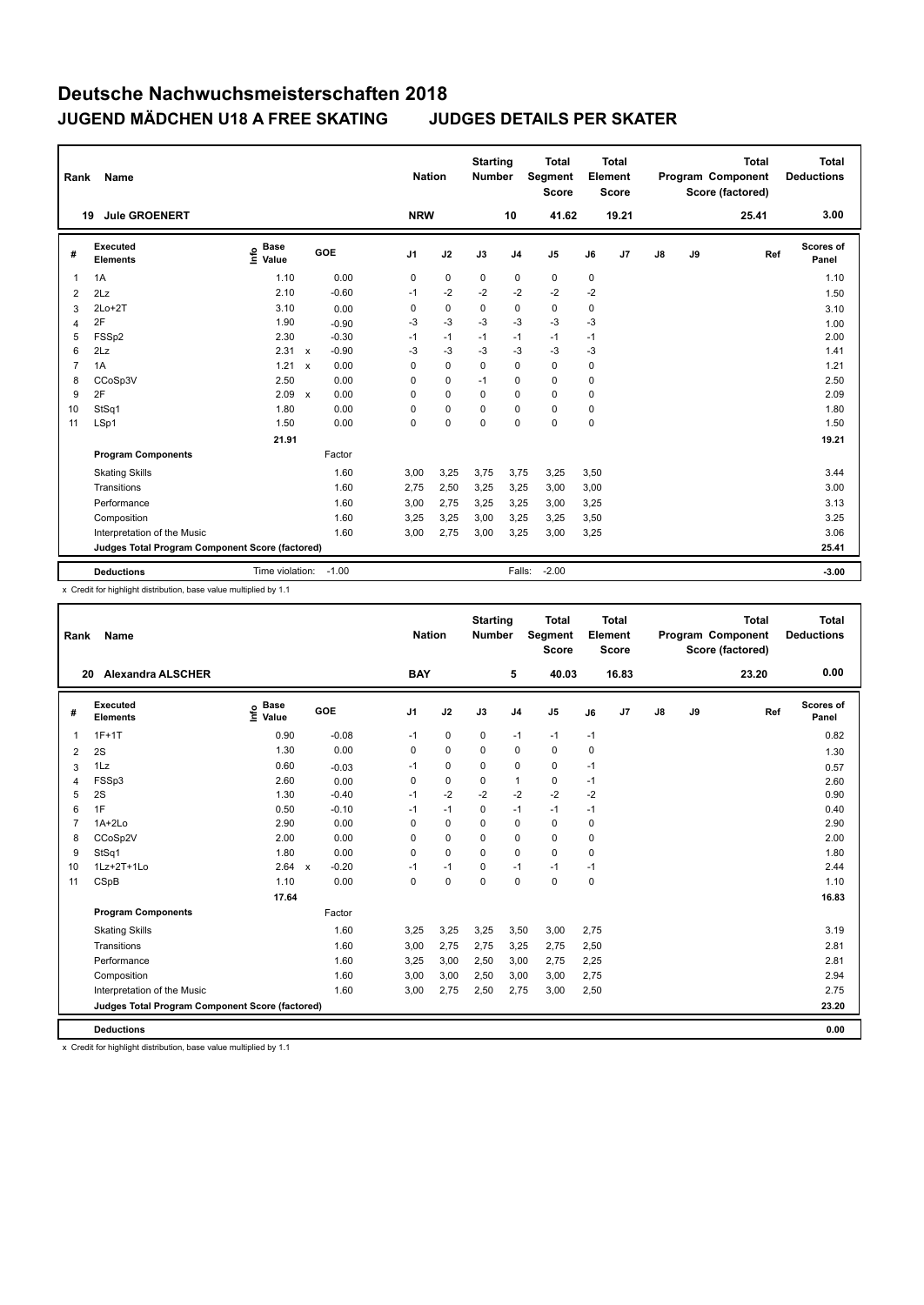# Deutsche Nachwuchsmeisterschaften 2018

## JUGEND MÄDCHEN U18 A FREE SKATING JUDGES DETAILS PER SKATER

| Rank | Name | Nation | Starting Number | Total Segment Score | Total Element Score | Total Program Component Score (factored) | Total Deductions |
|---|---|---|---|---|---|---|---|
| 19 | Jule GROENERT | NRW | 10 | 41.62 | 19.21 | 25.41 | 3.00 |

| # | Executed Elements | Info | Base Value | | GOE | J1 | J2 | J3 | J4 | J5 | J6 | J7 | J8 | J9 | Ref | Scores of Panel |
|---|---|---|---|---|---|---|---|---|---|---|---|---|---|---|---|---|
| 1 | 1A | | 1.10 | | 0.00 | 0 | 0 | 0 | 0 | 0 | 0 | | | | | 1.10 |
| 2 | 2Lz | | 2.10 | | -0.60 | -1 | -2 | -2 | -2 | -2 | -2 | | | | | 1.50 |
| 3 | 2Lo+2T | | 3.10 | | 0.00 | 0 | 0 | 0 | 0 | 0 | 0 | | | | | 3.10 |
| 4 | 2F | | 1.90 | | -0.90 | -3 | -3 | -3 | -3 | -3 | -3 | | | | | 1.00 |
| 5 | FSSp2 | | 2.30 | | -0.30 | -1 | -1 | -1 | -1 | -1 | -1 | | | | | 2.00 |
| 6 | 2Lz | | 2.31 | x | -0.90 | -3 | -3 | -3 | -3 | -3 | -3 | | | | | 1.41 |
| 7 | 1A | | 1.21 | x | 0.00 | 0 | 0 | 0 | 0 | 0 | 0 | | | | | 1.21 |
| 8 | CCoSp3V | | 2.50 | | 0.00 | 0 | 0 | -1 | 0 | 0 | 0 | | | | | 2.50 |
| 9 | 2F | | 2.09 | x | 0.00 | 0 | 0 | 0 | 0 | 0 | 0 | | | | | 2.09 |
| 10 | StSq1 | | 1.80 | | 0.00 | 0 | 0 | 0 | 0 | 0 | 0 | | | | | 1.80 |
| 11 | LSp1 | | 1.50 | | 0.00 | 0 | 0 | 0 | 0 | 0 | 0 | | | | | 1.50 |
| | | | 21.91 | | | | | | | | | | | | | 19.21 |
| | **Program Components** | | | | Factor | | | | | | | | | | | |
| | Skating Skills | | | | 1.60 | 3,00 | 3,25 | 3,75 | 3,75 | 3,25 | 3,50 | | | | | 3.44 |
| | Transitions | | | | 1.60 | 2,75 | 2,50 | 3,25 | 3,25 | 3,00 | 3,00 | | | | | 3.00 |
| | Performance | | | | 1.60 | 3,00 | 2,75 | 3,25 | 3,25 | 3,00 | 3,25 | | | | | 3.13 |
| | Composition | | | | 1.60 | 3,25 | 3,25 | 3,00 | 3,25 | 3,25 | 3,50 | | | | | 3.25 |
| | Interpretation of the Music | | | | 1.60 | 3,00 | 2,75 | 3,00 | 3,25 | 3,00 | 3,25 | | | | | 3.06 |
| | **Judges Total Program Component Score (factored)** | | | | | | | | | | | | | | | 25.41 |
| | **Deductions** | | Time violation: | | -1.00 | | | | Falls: | -2.00 | | | | | | -3.00 |

x Credit for highlight distribution, base value multiplied by 1.1

| Rank | Name | Nation | Starting Number | Total Segment Score | Total Element Score | Total Program Component Score (factored) | Total Deductions |
|---|---|---|---|---|---|---|---|
| 20 | Alexandra ALSCHER | BAY | 5 | 40.03 | 16.83 | 23.20 | 0.00 |

| # | Executed Elements | Info | Base Value | | GOE | J1 | J2 | J3 | J4 | J5 | J6 | J7 | J8 | J9 | Ref | Scores of Panel |
|---|---|---|---|---|---|---|---|---|---|---|---|---|---|---|---|---|
| 1 | 1F+1T | | 0.90 | | -0.08 | -1 | 0 | 0 | -1 | -1 | -1 | | | | | 0.82 |
| 2 | 2S | | 1.30 | | 0.00 | 0 | 0 | 0 | 0 | 0 | 0 | | | | | 1.30 |
| 3 | 1Lz | | 0.60 | | -0.03 | -1 | 0 | 0 | 0 | 0 | -1 | | | | | 0.57 |
| 4 | FSSp3 | | 2.60 | | 0.00 | 0 | 0 | 0 | 1 | 0 | -1 | | | | | 2.60 |
| 5 | 2S | | 1.30 | | -0.40 | -1 | -2 | -2 | -2 | -2 | -2 | | | | | 0.90 |
| 6 | 1F | | 0.50 | | -0.10 | -1 | -1 | 0 | -1 | -1 | -1 | | | | | 0.40 |
| 7 | 1A+2Lo | | 2.90 | | 0.00 | 0 | 0 | 0 | 0 | 0 | 0 | | | | | 2.90 |
| 8 | CCoSp2V | | 2.00 | | 0.00 | 0 | 0 | 0 | 0 | 0 | 0 | | | | | 2.00 |
| 9 | StSq1 | | 1.80 | | 0.00 | 0 | 0 | 0 | 0 | 0 | 0 | | | | | 1.80 |
| 10 | 1Lz+2T+1Lo | | 2.64 | x | -0.20 | -1 | -1 | 0 | -1 | -1 | -1 | | | | | 2.44 |
| 11 | CSpB | | 1.10 | | 0.00 | 0 | 0 | 0 | 0 | 0 | 0 | | | | | 1.10 |
| | | | 17.64 | | | | | | | | | | | | | 16.83 |
| | **Program Components** | | | | Factor | | | | | | | | | | | |
| | Skating Skills | | | | 1.60 | 3,25 | 3,25 | 3,25 | 3,50 | 3,00 | 2,75 | | | | | 3.19 |
| | Transitions | | | | 1.60 | 3,00 | 2,75 | 2,75 | 3,25 | 2,75 | 2,50 | | | | | 2.81 |
| | Performance | | | | 1.60 | 3,25 | 3,00 | 2,50 | 3,00 | 2,75 | 2,25 | | | | | 2.81 |
| | Composition | | | | 1.60 | 3,00 | 3,00 | 2,50 | 3,00 | 3,00 | 2,75 | | | | | 2.94 |
| | Interpretation of the Music | | | | 1.60 | 3,00 | 2,75 | 2,50 | 2,75 | 3,00 | 2,50 | | | | | 2.75 |
| | **Judges Total Program Component Score (factored)** | | | | | | | | | | | | | | | 23.20 |
| | **Deductions** | | | | | | | | | | | | | | | 0.00 |

x Credit for highlight distribution, base value multiplied by 1.1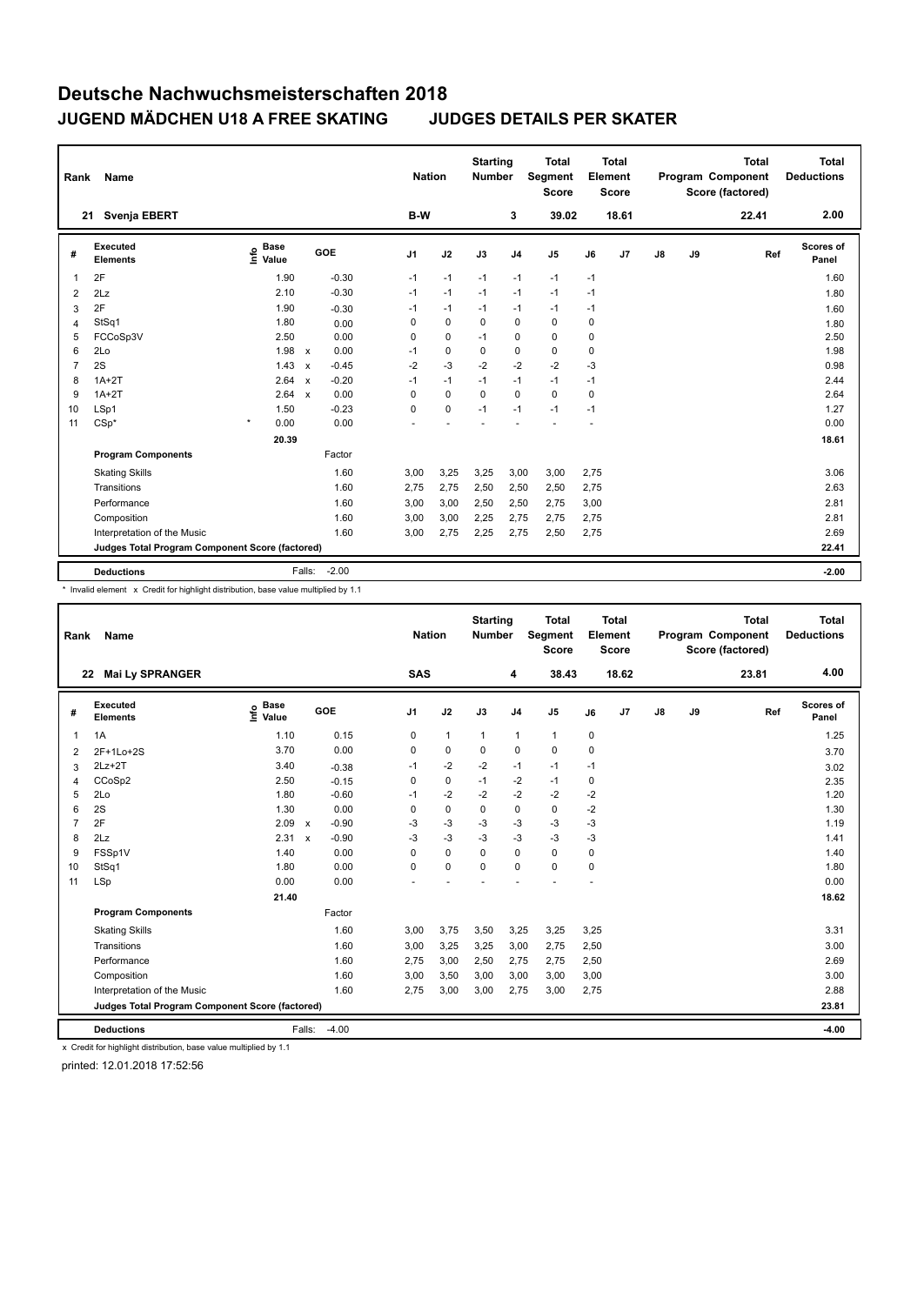# Deutsche Nachwuchsmeisterschaften 2018

## JUGEND MÄDCHEN U18 A FREE SKATING    JUDGES DETAILS PER SKATER

| Rank | Name | Nation | Starting Number | Total Segment Score | Total Element Score | Total Program Component Score (factored) | Total Deductions |
|---|---|---|---|---|---|---|---|
| 21 | Svenja EBERT | B-W | 3 | 39.02 | 18.61 | 22.41 | 2.00 |

| # | Executed Elements | Info | Base Value | | GOE | J1 | J2 | J3 | J4 | J5 | J6 | J7 | J8 | J9 | Ref | Scores of Panel |
|---|---|---|---|---|---|---|---|---|---|---|---|---|---|---|---|---|
| 1 | 2F | | 1.90 | | -0.30 | -1 | -1 | -1 | -1 | -1 | -1 | | | | | 1.60 |
| 2 | 2Lz | | 2.10 | | -0.30 | -1 | -1 | -1 | -1 | -1 | -1 | | | | | 1.80 |
| 3 | 2F | | 1.90 | | -0.30 | -1 | -1 | -1 | -1 | -1 | -1 | | | | | 1.60 |
| 4 | StSq1 | | 1.80 | | 0.00 | 0 | 0 | 0 | 0 | 0 | 0 | | | | | 1.80 |
| 5 | FCCoSp3V | | 2.50 | | 0.00 | 0 | 0 | -1 | 0 | 0 | 0 | | | | | 2.50 |
| 6 | 2Lo | | 1.98 | x | 0.00 | -1 | 0 | 0 | 0 | 0 | 0 | | | | | 1.98 |
| 7 | 2S | | 1.43 | x | -0.45 | -2 | -3 | -2 | -2 | -2 | -3 | | | | | 0.98 |
| 8 | 1A+2T | | 2.64 | x | -0.20 | -1 | -1 | -1 | -1 | -1 | -1 | | | | | 2.44 |
| 9 | 1A+2T | | 2.64 | x | 0.00 | 0 | 0 | 0 | 0 | 0 | 0 | | | | | 2.64 |
| 10 | LSp1 | | 1.50 | | -0.23 | 0 | 0 | -1 | -1 | -1 | -1 | | | | | 1.27 |
| 11 | CSp* | * | 0.00 | | 0.00 | - | - | - | - | - | - | | | | | 0.00 |
| | | | 20.39 | | | | | | | | | | | | | 18.61 |
| | **Program Components** | | | | Factor | | | | | | | | | | | |
| | Skating Skills | | | | 1.60 | 3,00 | 3,25 | 3,25 | 3,00 | 3,00 | 2,75 | | | | | 3.06 |
| | Transitions | | | | 1.60 | 2,75 | 2,75 | 2,50 | 2,50 | 2,50 | 2,75 | | | | | 2.63 |
| | Performance | | | | 1.60 | 3,00 | 3,00 | 2,50 | 2,50 | 2,75 | 3,00 | | | | | 2.81 |
| | Composition | | | | 1.60 | 3,00 | 3,00 | 2,25 | 2,75 | 2,75 | 2,75 | | | | | 2.81 |
| | Interpretation of the Music | | | | 1.60 | 3,00 | 2,75 | 2,25 | 2,75 | 2,50 | 2,75 | | | | | 2.69 |
| | **Judges Total Program Component Score (factored)** | | | | | | | | | | | | | | | 22.41 |
| | **Deductions** | | Falls: | | -2.00 | | | | | | | | | | | -2.00 |

\* Invalid element x Credit for highlight distribution, base value multiplied by 1.1

| Rank | Name | Nation | Starting Number | Total Segment Score | Total Element Score | Total Program Component Score (factored) | Total Deductions |
|---|---|---|---|---|---|---|---|
| 22 | Mai Ly SPRANGER | SAS | 4 | 38.43 | 18.62 | 23.81 | 4.00 |

| # | Executed Elements | Info | Base Value | | GOE | J1 | J2 | J3 | J4 | J5 | J6 | J7 | J8 | J9 | Ref | Scores of Panel |
|---|---|---|---|---|---|---|---|---|---|---|---|---|---|---|---|---|
| 1 | 1A | | 1.10 | | 0.15 | 0 | 1 | 1 | 1 | 1 | 0 | | | | | 1.25 |
| 2 | 2F+1Lo+2S | | 3.70 | | 0.00 | 0 | 0 | 0 | 0 | 0 | 0 | | | | | 3.70 |
| 3 | 2Lz+2T | | 3.40 | | -0.38 | -1 | -2 | -2 | -1 | -1 | -1 | | | | | 3.02 |
| 4 | CCoSp2 | | 2.50 | | -0.15 | 0 | 0 | -1 | -2 | -1 | 0 | | | | | 2.35 |
| 5 | 2Lo | | 1.80 | | -0.60 | -1 | -2 | -2 | -2 | -2 | -2 | | | | | 1.20 |
| 6 | 2S | | 1.30 | | 0.00 | 0 | 0 | 0 | 0 | 0 | -2 | | | | | 1.30 |
| 7 | 2F | | 2.09 | x | -0.90 | -3 | -3 | -3 | -3 | -3 | -3 | | | | | 1.19 |
| 8 | 2Lz | | 2.31 | x | -0.90 | -3 | -3 | -3 | -3 | -3 | -3 | | | | | 1.41 |
| 9 | FSSp1V | | 1.40 | | 0.00 | 0 | 0 | 0 | 0 | 0 | 0 | | | | | 1.40 |
| 10 | StSq1 | | 1.80 | | 0.00 | 0 | 0 | 0 | 0 | 0 | 0 | | | | | 1.80 |
| 11 | LSp | | 0.00 | | 0.00 | - | - | - | - | - | - | | | | | 0.00 |
| | | | 21.40 | | | | | | | | | | | | | 18.62 |
| | **Program Components** | | | | Factor | | | | | | | | | | | |
| | Skating Skills | | | | 1.60 | 3,00 | 3,75 | 3,50 | 3,25 | 3,25 | 3,25 | | | | | 3.31 |
| | Transitions | | | | 1.60 | 3,00 | 3,25 | 3,25 | 3,00 | 2,75 | 2,50 | | | | | 3.00 |
| | Performance | | | | 1.60 | 2,75 | 3,00 | 2,50 | 2,75 | 2,75 | 2,50 | | | | | 2.69 |
| | Composition | | | | 1.60 | 3,00 | 3,50 | 3,00 | 3,00 | 3,00 | 3,00 | | | | | 3.00 |
| | Interpretation of the Music | | | | 1.60 | 2,75 | 3,00 | 3,00 | 2,75 | 3,00 | 2,75 | | | | | 2.88 |
| | **Judges Total Program Component Score (factored)** | | | | | | | | | | | | | | | 23.81 |
| | **Deductions** | | Falls: | | -4.00 | | | | | | | | | | | -4.00 |

x Credit for highlight distribution, base value multiplied by 1.1

printed: 12.01.2018 17:52:56